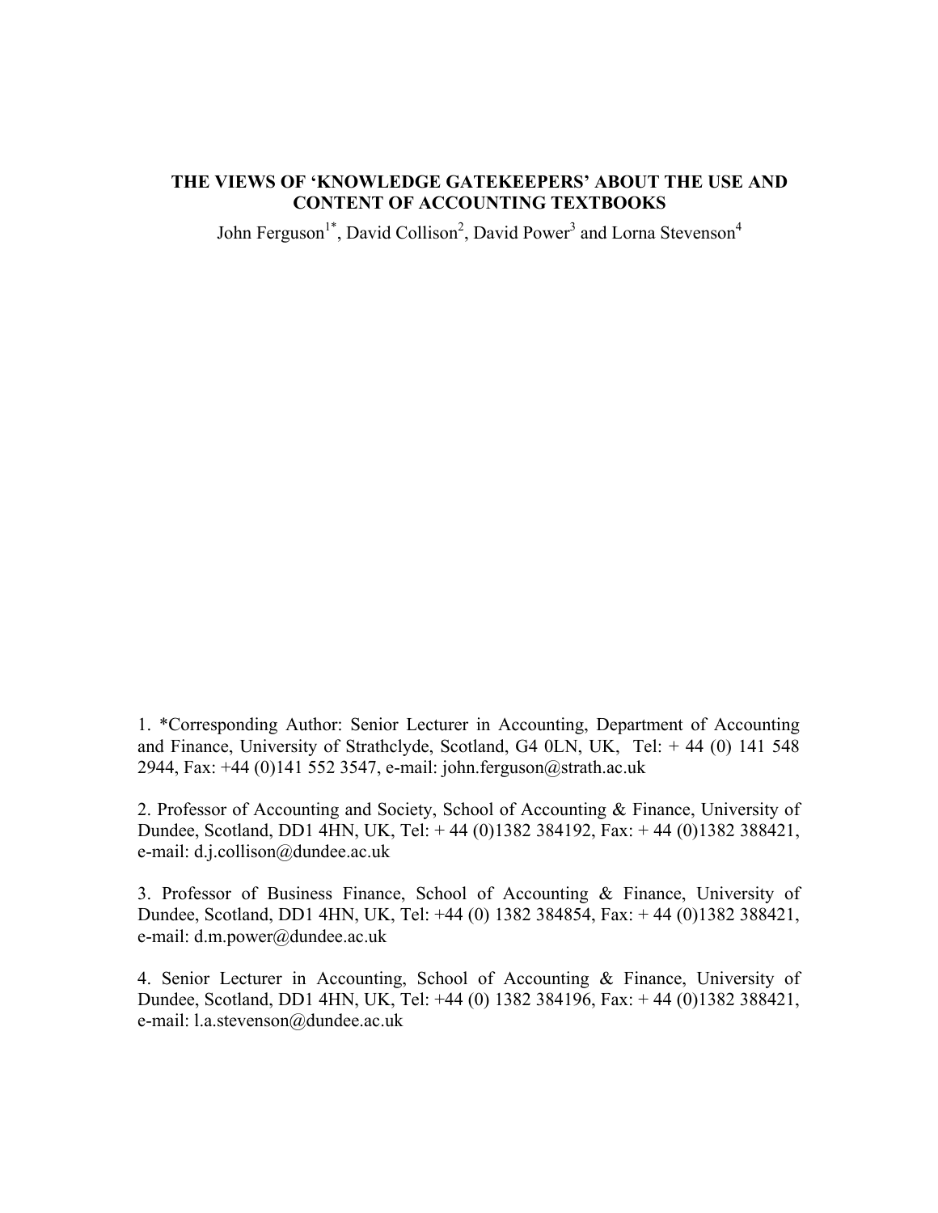# THE VIEWS OF 'KNOWLEDGE GATEKEEPERS' ABOUT THE USE AND CONTENT OF ACCOUNTING TEXTBOOKS

John Ferguson[1*], David Collison[2], David Power[3] and Lorna Stevenson[4]

1. *Corresponding Author: Senior Lecturer in Accounting, Department of Accounting and Finance, University of Strathclyde, Scotland, G4 0LN, UK, Tel: + 44 (0) 141 548 2944, Fax: +44 (0)141 552 3547, e-mail: john.ferguson@strath.ac.uk

2. Professor of Accounting and Society, School of Accounting & Finance, University of Dundee, Scotland, DD1 4HN, UK, Tel: + 44 (0)1382 384192, Fax: + 44 (0)1382 388421, e-mail: d.j.collison@dundee.ac.uk

3. Professor of Business Finance, School of Accounting & Finance, University of Dundee, Scotland, DD1 4HN, UK, Tel: +44 (0) 1382 384854, Fax: + 44 (0)1382 388421, e-mail: d.m.power@dundee.ac.uk

4. Senior Lecturer in Accounting, School of Accounting & Finance, University of Dundee, Scotland, DD1 4HN, UK, Tel: +44 (0) 1382 384196, Fax: + 44 (0)1382 388421, e-mail: l.a.stevenson@dundee.ac.uk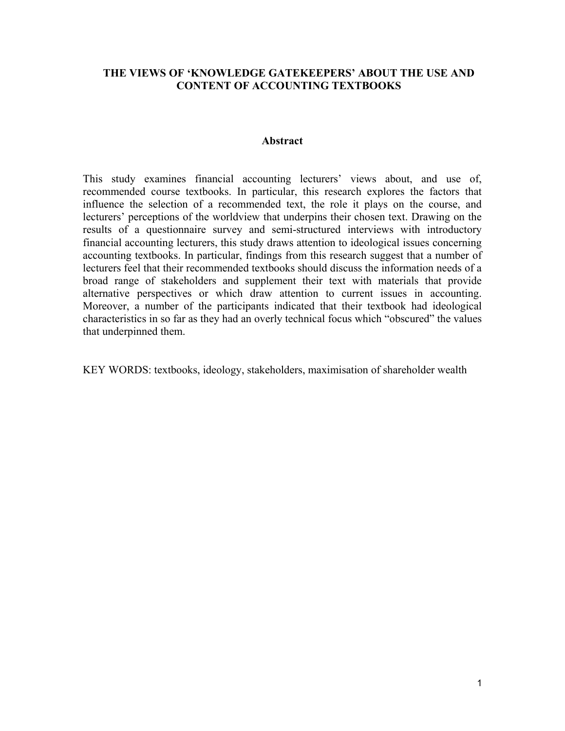# THE VIEWS OF 'KNOWLEDGE GATEKEEPERS' ABOUT THE USE AND CONTENT OF ACCOUNTING TEXTBOOKS

## Abstract

This study examines financial accounting lecturers' views about, and use of, recommended course textbooks. In particular, this research explores the factors that influence the selection of a recommended text, the role it plays on the course, and lecturers' perceptions of the worldview that underpins their chosen text. Drawing on the results of a questionnaire survey and semi-structured interviews with introductory financial accounting lecturers, this study draws attention to ideological issues concerning accounting textbooks. In particular, findings from this research suggest that a number of lecturers feel that their recommended textbooks should discuss the information needs of a broad range of stakeholders and supplement their text with materials that provide alternative perspectives or which draw attention to current issues in accounting. Moreover, a number of the participants indicated that their textbook had ideological characteristics in so far as they had an overly technical focus which "obscured" the values that underpinned them.

KEY WORDS: textbooks, ideology, stakeholders, maximisation of shareholder wealth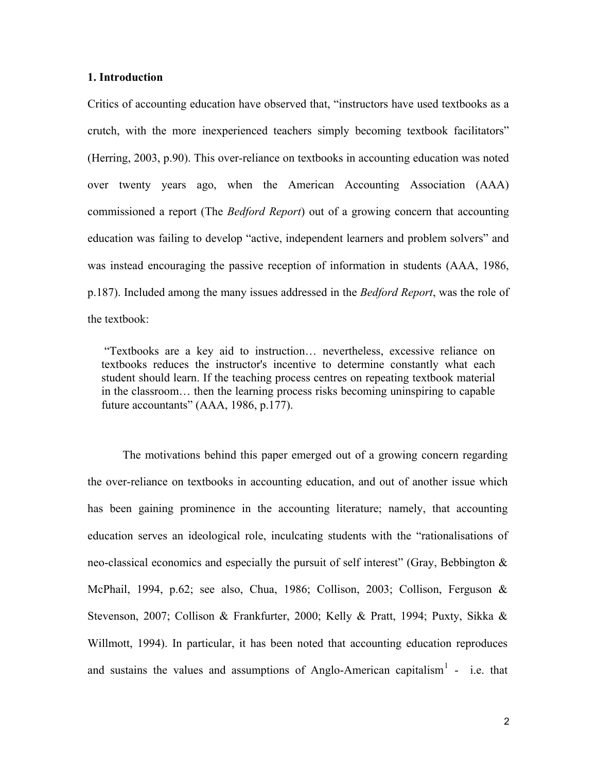## 1. Introduction

Critics of accounting education have observed that, "instructors have used textbooks as a crutch, with the more inexperienced teachers simply becoming textbook facilitators" (Herring, 2003, p.90). This over-reliance on textbooks in accounting education was noted over twenty years ago, when the American Accounting Association (AAA) commissioned a report (The *Bedford Report*) out of a growing concern that accounting education was failing to develop "active, independent learners and problem solvers" and was instead encouraging the passive reception of information in students (AAA, 1986, p.187). Included among the many issues addressed in the *Bedford Report*, was the role of the textbook:

> "Textbooks are a key aid to instruction… nevertheless, excessive reliance on textbooks reduces the instructor's incentive to determine constantly what each student should learn. If the teaching process centres on repeating textbook material in the classroom… then the learning process risks becoming uninspiring to capable future accountants" (AAA, 1986, p.177).

The motivations behind this paper emerged out of a growing concern regarding the over-reliance on textbooks in accounting education, and out of another issue which has been gaining prominence in the accounting literature; namely, that accounting education serves an ideological role, inculcating students with the "rationalisations of neo-classical economics and especially the pursuit of self interest" (Gray, Bebbington & McPhail, 1994, p.62; see also, Chua, 1986; Collison, 2003; Collison, Ferguson & Stevenson, 2007; Collison & Frankfurter, 2000; Kelly & Pratt, 1994; Puxty, Sikka & Willmott, 1994). In particular, it has been noted that accounting education reproduces and sustains the values and assumptions of Anglo-American capitalism[1] - i.e. that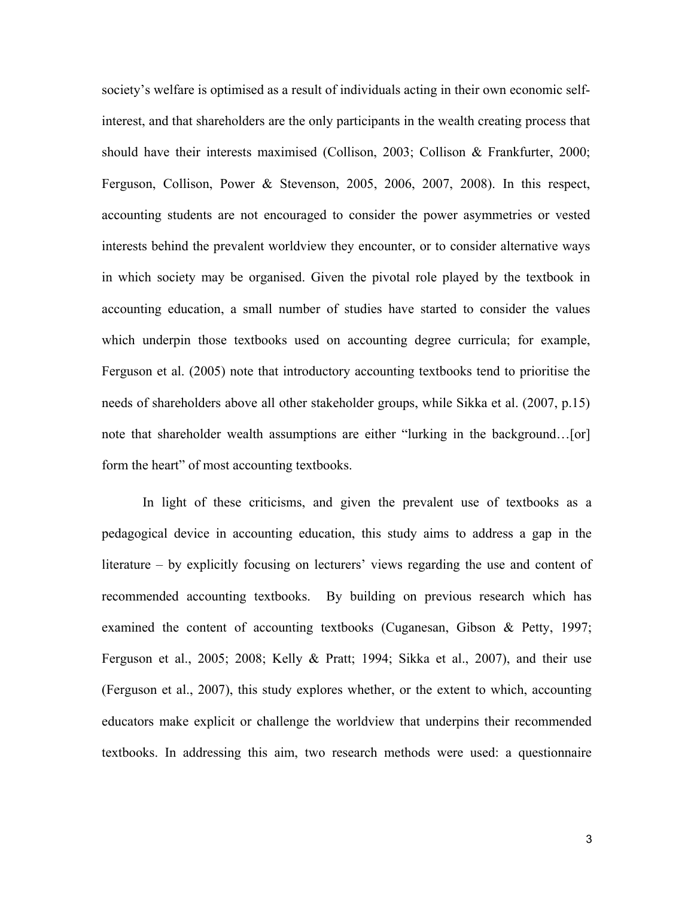society's welfare is optimised as a result of individuals acting in their own economic self-interest, and that shareholders are the only participants in the wealth creating process that should have their interests maximised (Collison, 2003; Collison & Frankfurter, 2000; Ferguson, Collison, Power & Stevenson, 2005, 2006, 2007, 2008). In this respect, accounting students are not encouraged to consider the power asymmetries or vested interests behind the prevalent worldview they encounter, or to consider alternative ways in which society may be organised. Given the pivotal role played by the textbook in accounting education, a small number of studies have started to consider the values which underpin those textbooks used on accounting degree curricula; for example, Ferguson et al. (2005) note that introductory accounting textbooks tend to prioritise the needs of shareholders above all other stakeholder groups, while Sikka et al. (2007, p.15) note that shareholder wealth assumptions are either "lurking in the background…[or] form the heart" of most accounting textbooks.

In light of these criticisms, and given the prevalent use of textbooks as a pedagogical device in accounting education, this study aims to address a gap in the literature – by explicitly focusing on lecturers' views regarding the use and content of recommended accounting textbooks. By building on previous research which has examined the content of accounting textbooks (Cuganesan, Gibson & Petty, 1997; Ferguson et al., 2005; 2008; Kelly & Pratt; 1994; Sikka et al., 2007), and their use (Ferguson et al., 2007), this study explores whether, or the extent to which, accounting educators make explicit or challenge the worldview that underpins their recommended textbooks. In addressing this aim, two research methods were used: a questionnaire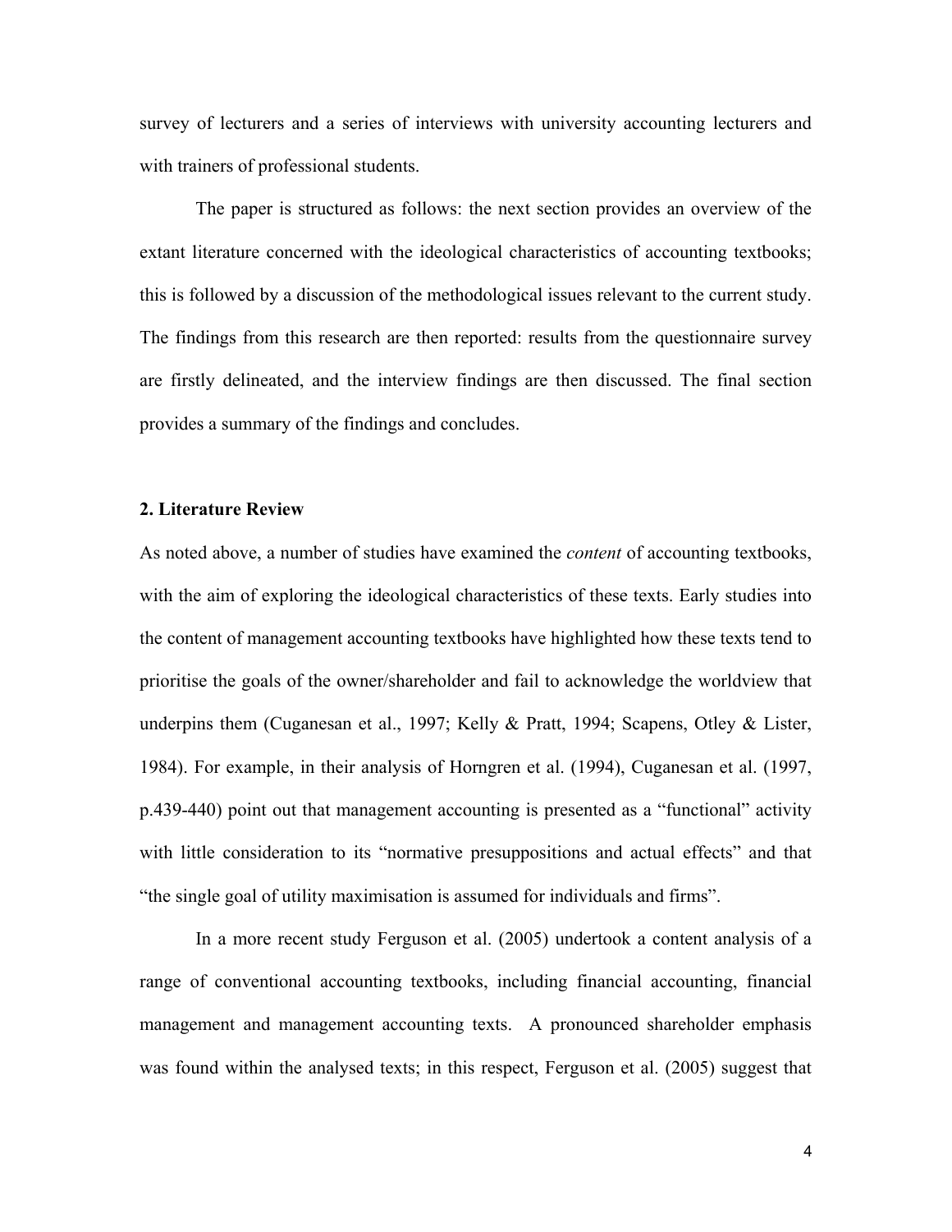survey of lecturers and a series of interviews with university accounting lecturers and with trainers of professional students.

The paper is structured as follows: the next section provides an overview of the extant literature concerned with the ideological characteristics of accounting textbooks; this is followed by a discussion of the methodological issues relevant to the current study. The findings from this research are then reported: results from the questionnaire survey are firstly delineated, and the interview findings are then discussed. The final section provides a summary of the findings and concludes.

## 2. Literature Review

As noted above, a number of studies have examined the *content* of accounting textbooks, with the aim of exploring the ideological characteristics of these texts. Early studies into the content of management accounting textbooks have highlighted how these texts tend to prioritise the goals of the owner/shareholder and fail to acknowledge the worldview that underpins them (Cuganesan et al., 1997; Kelly & Pratt, 1994; Scapens, Otley & Lister, 1984). For example, in their analysis of Horngren et al. (1994), Cuganesan et al. (1997, p.439-440) point out that management accounting is presented as a "functional" activity with little consideration to its "normative presuppositions and actual effects" and that "the single goal of utility maximisation is assumed for individuals and firms".

In a more recent study Ferguson et al. (2005) undertook a content analysis of a range of conventional accounting textbooks, including financial accounting, financial management and management accounting texts. A pronounced shareholder emphasis was found within the analysed texts; in this respect, Ferguson et al. (2005) suggest that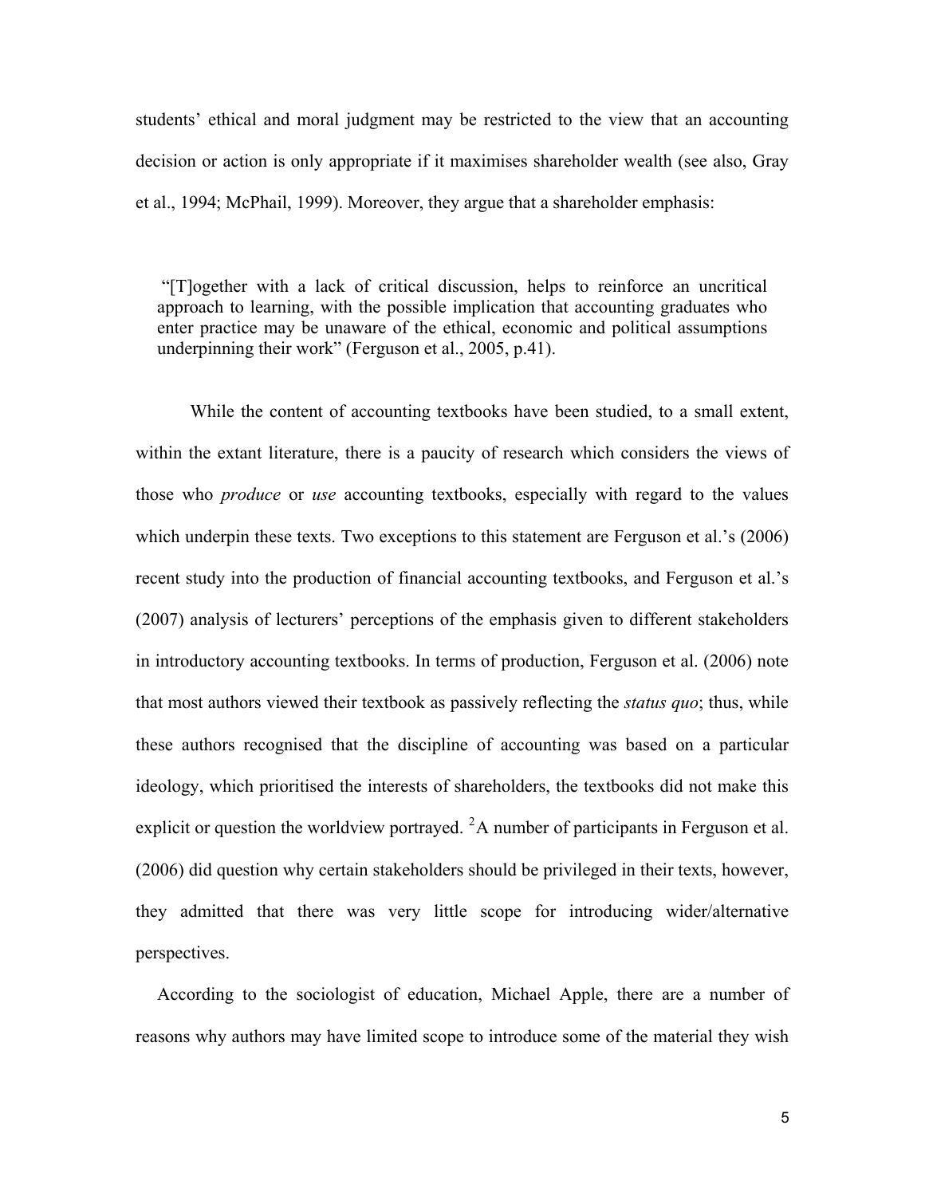students' ethical and moral judgment may be restricted to the view that an accounting decision or action is only appropriate if it maximises shareholder wealth (see also, Gray et al., 1994; McPhail, 1999). Moreover, they argue that a shareholder emphasis:

> "[T]ogether with a lack of critical discussion, helps to reinforce an uncritical approach to learning, with the possible implication that accounting graduates who enter practice may be unaware of the ethical, economic and political assumptions underpinning their work" (Ferguson et al., 2005, p.41).

While the content of accounting textbooks have been studied, to a small extent, within the extant literature, there is a paucity of research which considers the views of those who *produce* or *use* accounting textbooks, especially with regard to the values which underpin these texts. Two exceptions to this statement are Ferguson et al.'s (2006) recent study into the production of financial accounting textbooks, and Ferguson et al.'s (2007) analysis of lecturers' perceptions of the emphasis given to different stakeholders in introductory accounting textbooks. In terms of production, Ferguson et al. (2006) note that most authors viewed their textbook as passively reflecting the *status quo*; thus, while these authors recognised that the discipline of accounting was based on a particular ideology, which prioritised the interests of shareholders, the textbooks did not make this explicit or question the worldview portrayed. [2]A number of participants in Ferguson et al. (2006) did question why certain stakeholders should be privileged in their texts, however, they admitted that there was very little scope for introducing wider/alternative perspectives.

According to the sociologist of education, Michael Apple, there are a number of reasons why authors may have limited scope to introduce some of the material they wish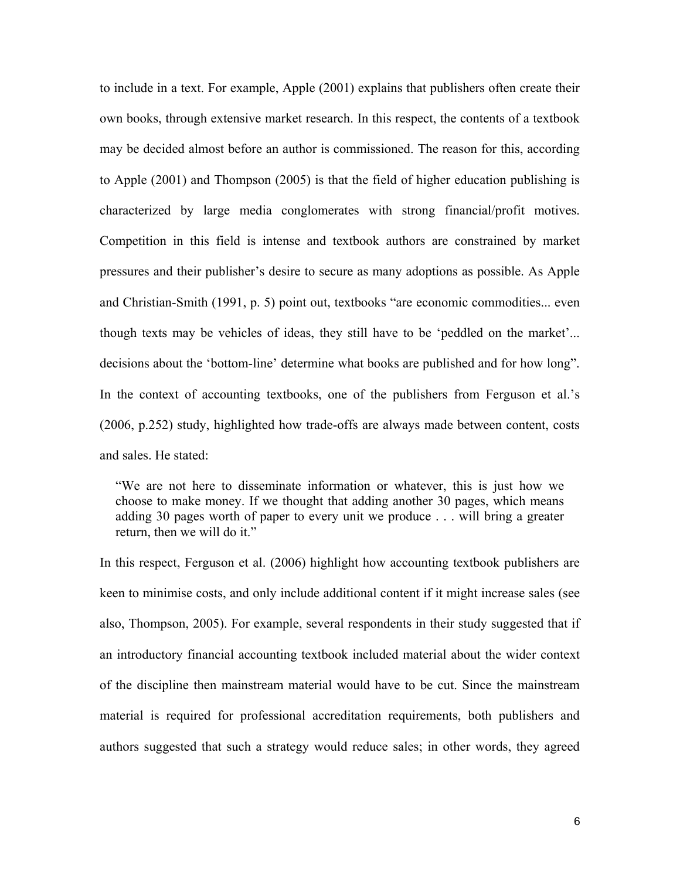to include in a text. For example, Apple (2001) explains that publishers often create their own books, through extensive market research. In this respect, the contents of a textbook may be decided almost before an author is commissioned. The reason for this, according to Apple (2001) and Thompson (2005) is that the field of higher education publishing is characterized by large media conglomerates with strong financial/profit motives. Competition in this field is intense and textbook authors are constrained by market pressures and their publisher's desire to secure as many adoptions as possible. As Apple and Christian-Smith (1991, p. 5) point out, textbooks "are economic commodities... even though texts may be vehicles of ideas, they still have to be 'peddled on the market'... decisions about the 'bottom-line' determine what books are published and for how long". In the context of accounting textbooks, one of the publishers from Ferguson et al.'s (2006, p.252) study, highlighted how trade-offs are always made between content, costs and sales. He stated:

> "We are not here to disseminate information or whatever, this is just how we choose to make money. If we thought that adding another 30 pages, which means adding 30 pages worth of paper to every unit we produce . . . will bring a greater return, then we will do it."

In this respect, Ferguson et al. (2006) highlight how accounting textbook publishers are keen to minimise costs, and only include additional content if it might increase sales (see also, Thompson, 2005). For example, several respondents in their study suggested that if an introductory financial accounting textbook included material about the wider context of the discipline then mainstream material would have to be cut. Since the mainstream material is required for professional accreditation requirements, both publishers and authors suggested that such a strategy would reduce sales; in other words, they agreed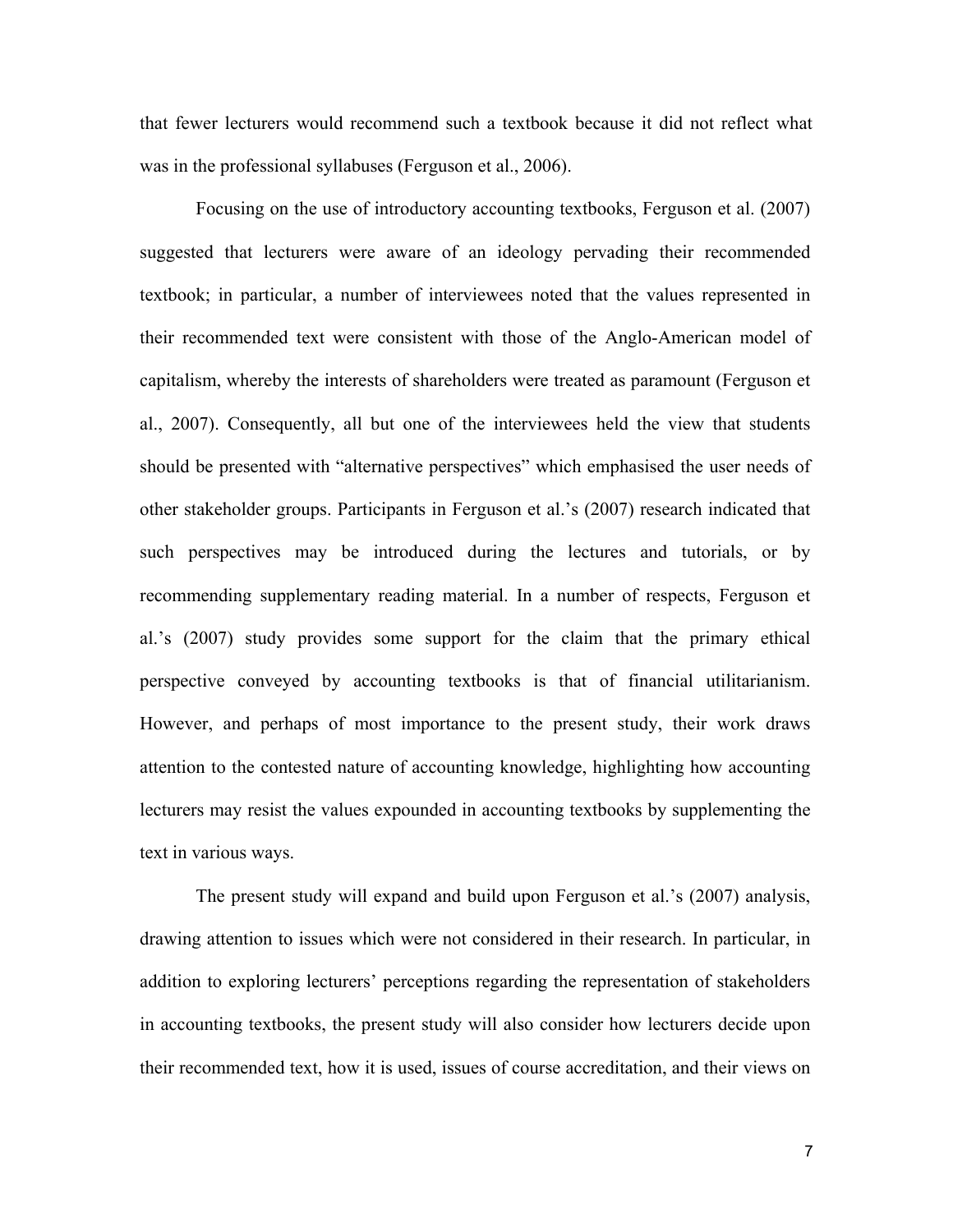that fewer lecturers would recommend such a textbook because it did not reflect what was in the professional syllabuses (Ferguson et al., 2006).

Focusing on the use of introductory accounting textbooks, Ferguson et al. (2007) suggested that lecturers were aware of an ideology pervading their recommended textbook; in particular, a number of interviewees noted that the values represented in their recommended text were consistent with those of the Anglo-American model of capitalism, whereby the interests of shareholders were treated as paramount (Ferguson et al., 2007). Consequently, all but one of the interviewees held the view that students should be presented with "alternative perspectives" which emphasised the user needs of other stakeholder groups. Participants in Ferguson et al.'s (2007) research indicated that such perspectives may be introduced during the lectures and tutorials, or by recommending supplementary reading material. In a number of respects, Ferguson et al.'s (2007) study provides some support for the claim that the primary ethical perspective conveyed by accounting textbooks is that of financial utilitarianism. However, and perhaps of most importance to the present study, their work draws attention to the contested nature of accounting knowledge, highlighting how accounting lecturers may resist the values expounded in accounting textbooks by supplementing the text in various ways.

The present study will expand and build upon Ferguson et al.'s (2007) analysis, drawing attention to issues which were not considered in their research. In particular, in addition to exploring lecturers' perceptions regarding the representation of stakeholders in accounting textbooks, the present study will also consider how lecturers decide upon their recommended text, how it is used, issues of course accreditation, and their views on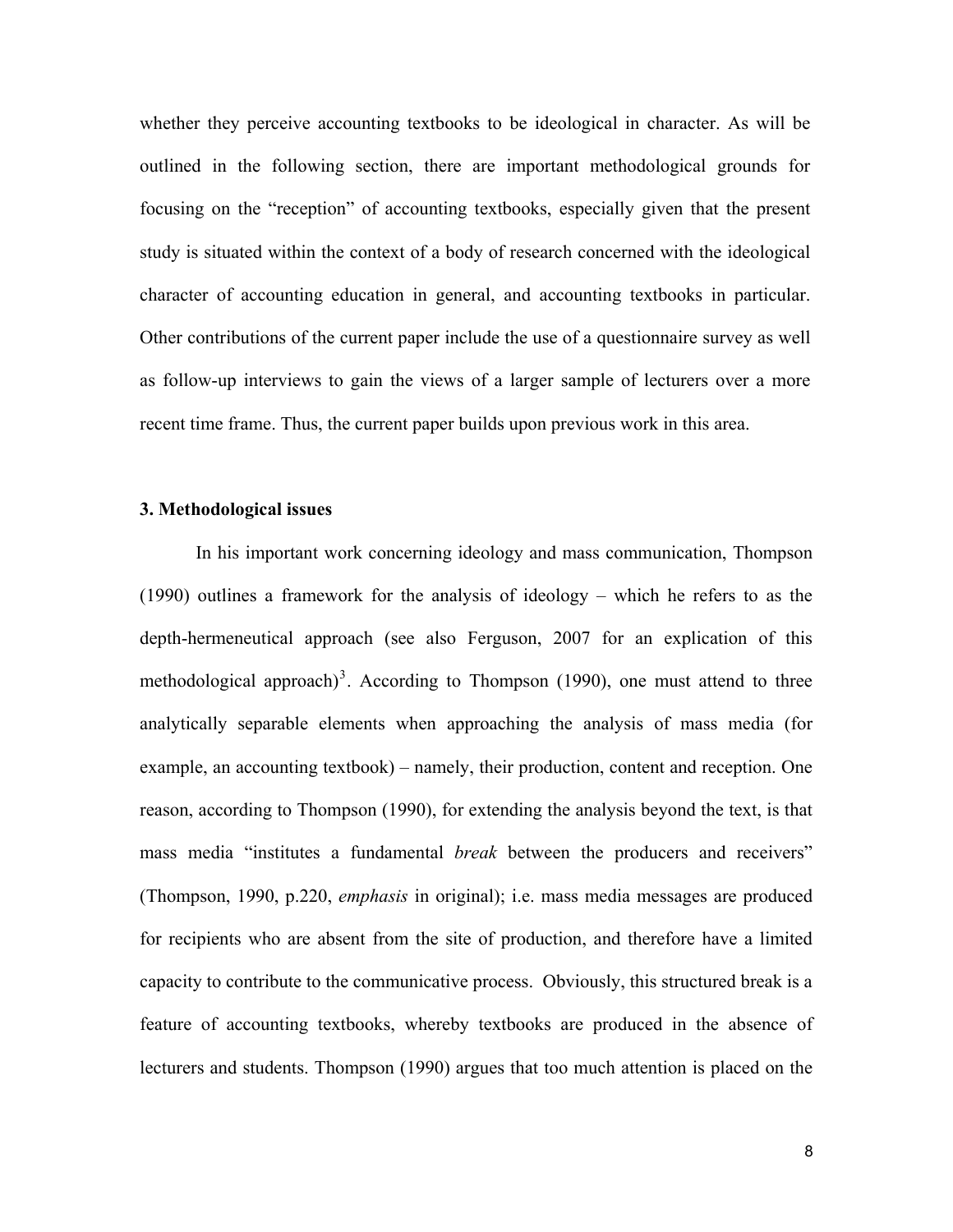whether they perceive accounting textbooks to be ideological in character. As will be outlined in the following section, there are important methodological grounds for focusing on the "reception" of accounting textbooks, especially given that the present study is situated within the context of a body of research concerned with the ideological character of accounting education in general, and accounting textbooks in particular. Other contributions of the current paper include the use of a questionnaire survey as well as follow-up interviews to gain the views of a larger sample of lecturers over a more recent time frame. Thus, the current paper builds upon previous work in this area.

## 3. Methodological issues

In his important work concerning ideology and mass communication, Thompson (1990) outlines a framework for the analysis of ideology – which he refers to as the depth-hermeneutical approach (see also Ferguson, 2007 for an explication of this methodological approach)[3]. According to Thompson (1990), one must attend to three analytically separable elements when approaching the analysis of mass media (for example, an accounting textbook) – namely, their production, content and reception. One reason, according to Thompson (1990), for extending the analysis beyond the text, is that mass media "institutes a fundamental *break* between the producers and receivers" (Thompson, 1990, p.220, *emphasis* in original); i.e. mass media messages are produced for recipients who are absent from the site of production, and therefore have a limited capacity to contribute to the communicative process. Obviously, this structured break is a feature of accounting textbooks, whereby textbooks are produced in the absence of lecturers and students. Thompson (1990) argues that too much attention is placed on the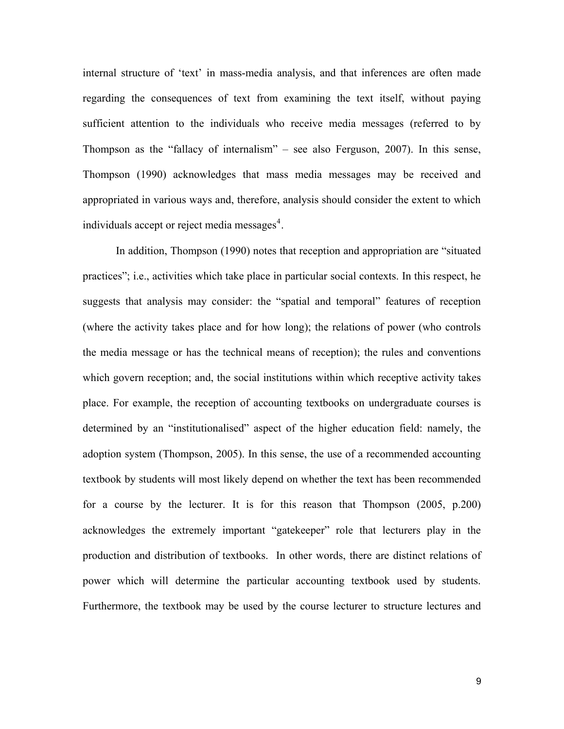internal structure of 'text' in mass-media analysis, and that inferences are often made regarding the consequences of text from examining the text itself, without paying sufficient attention to the individuals who receive media messages (referred to by Thompson as the "fallacy of internalism" – see also Ferguson, 2007). In this sense, Thompson (1990) acknowledges that mass media messages may be received and appropriated in various ways and, therefore, analysis should consider the extent to which individuals accept or reject media messages[4].

In addition, Thompson (1990) notes that reception and appropriation are "situated practices"; i.e., activities which take place in particular social contexts. In this respect, he suggests that analysis may consider: the "spatial and temporal" features of reception (where the activity takes place and for how long); the relations of power (who controls the media message or has the technical means of reception); the rules and conventions which govern reception; and, the social institutions within which receptive activity takes place. For example, the reception of accounting textbooks on undergraduate courses is determined by an "institutionalised" aspect of the higher education field: namely, the adoption system (Thompson, 2005). In this sense, the use of a recommended accounting textbook by students will most likely depend on whether the text has been recommended for a course by the lecturer. It is for this reason that Thompson (2005, p.200) acknowledges the extremely important "gatekeeper" role that lecturers play in the production and distribution of textbooks. In other words, there are distinct relations of power which will determine the particular accounting textbook used by students. Furthermore, the textbook may be used by the course lecturer to structure lectures and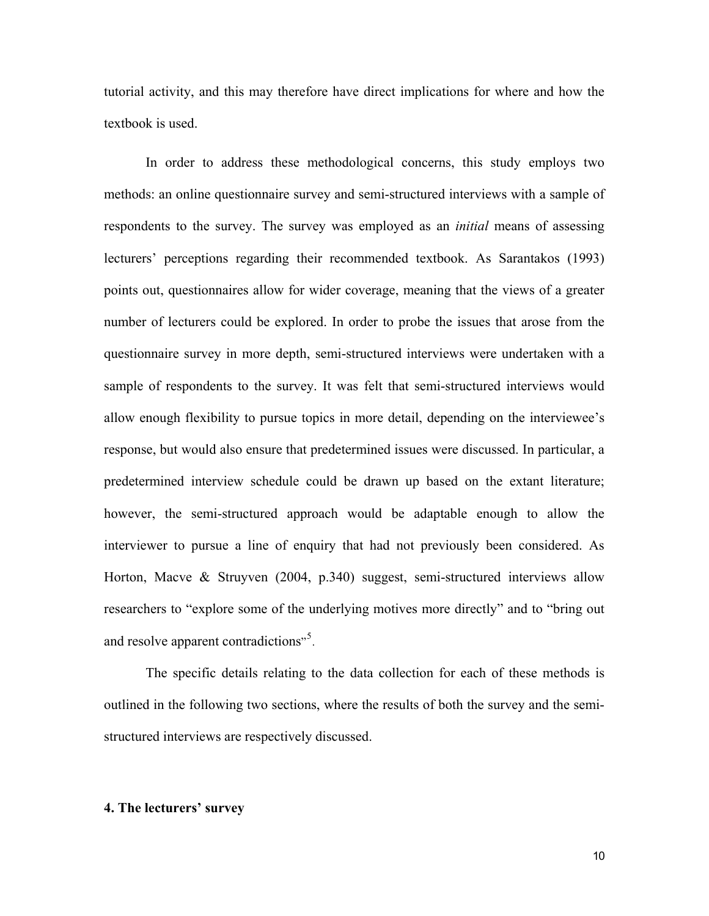tutorial activity, and this may therefore have direct implications for where and how the textbook is used.

In order to address these methodological concerns, this study employs two methods: an online questionnaire survey and semi-structured interviews with a sample of respondents to the survey. The survey was employed as an *initial* means of assessing lecturers' perceptions regarding their recommended textbook. As Sarantakos (1993) points out, questionnaires allow for wider coverage, meaning that the views of a greater number of lecturers could be explored. In order to probe the issues that arose from the questionnaire survey in more depth, semi-structured interviews were undertaken with a sample of respondents to the survey. It was felt that semi-structured interviews would allow enough flexibility to pursue topics in more detail, depending on the interviewee's response, but would also ensure that predetermined issues were discussed. In particular, a predetermined interview schedule could be drawn up based on the extant literature; however, the semi-structured approach would be adaptable enough to allow the interviewer to pursue a line of enquiry that had not previously been considered. As Horton, Macve & Struyven (2004, p.340) suggest, semi-structured interviews allow researchers to "explore some of the underlying motives more directly" and to "bring out and resolve apparent contradictions"[5].

The specific details relating to the data collection for each of these methods is outlined in the following two sections, where the results of both the survey and the semi-structured interviews are respectively discussed.

## 4. The lecturers' survey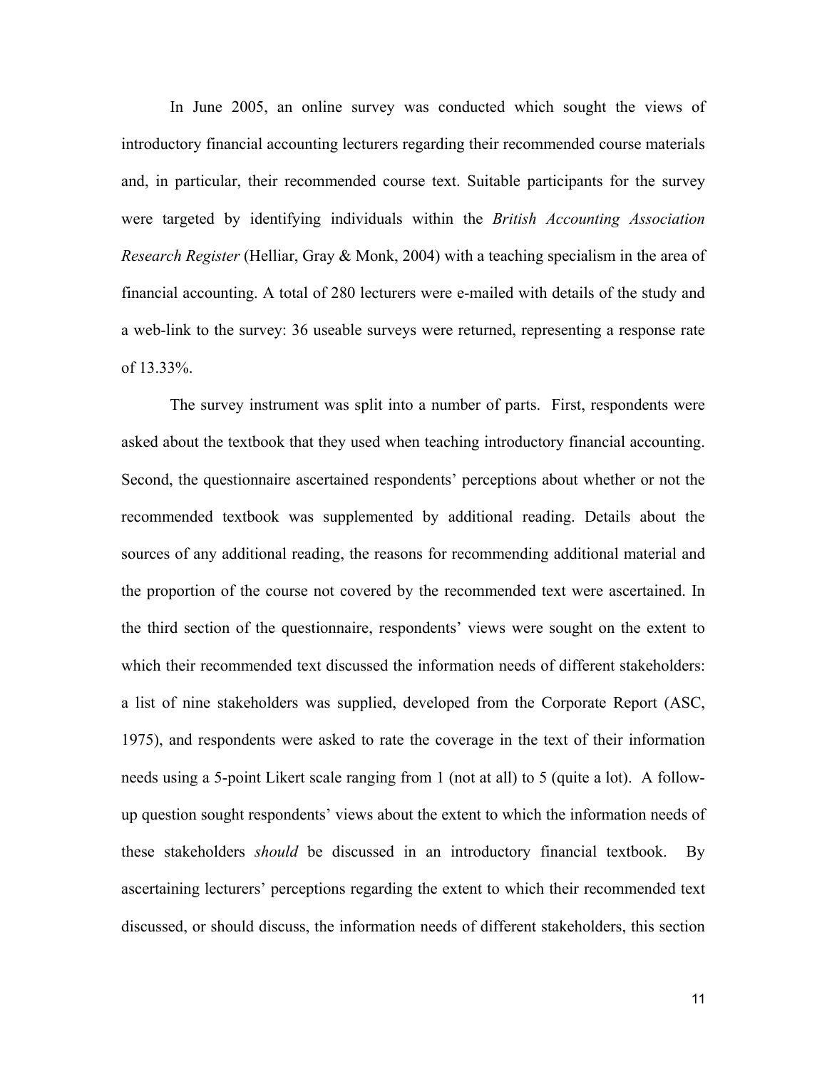In June 2005, an online survey was conducted which sought the views of introductory financial accounting lecturers regarding their recommended course materials and, in particular, their recommended course text. Suitable participants for the survey were targeted by identifying individuals within the *British Accounting Association Research Register* (Helliar, Gray & Monk, 2004) with a teaching specialism in the area of financial accounting. A total of 280 lecturers were e-mailed with details of the study and a web-link to the survey: 36 useable surveys were returned, representing a response rate of 13.33%.

The survey instrument was split into a number of parts. First, respondents were asked about the textbook that they used when teaching introductory financial accounting. Second, the questionnaire ascertained respondents' perceptions about whether or not the recommended textbook was supplemented by additional reading. Details about the sources of any additional reading, the reasons for recommending additional material and the proportion of the course not covered by the recommended text were ascertained. In the third section of the questionnaire, respondents' views were sought on the extent to which their recommended text discussed the information needs of different stakeholders: a list of nine stakeholders was supplied, developed from the Corporate Report (ASC, 1975), and respondents were asked to rate the coverage in the text of their information needs using a 5-point Likert scale ranging from 1 (not at all) to 5 (quite a lot). A follow-up question sought respondents' views about the extent to which the information needs of these stakeholders *should* be discussed in an introductory financial textbook. By ascertaining lecturers' perceptions regarding the extent to which their recommended text discussed, or should discuss, the information needs of different stakeholders, this section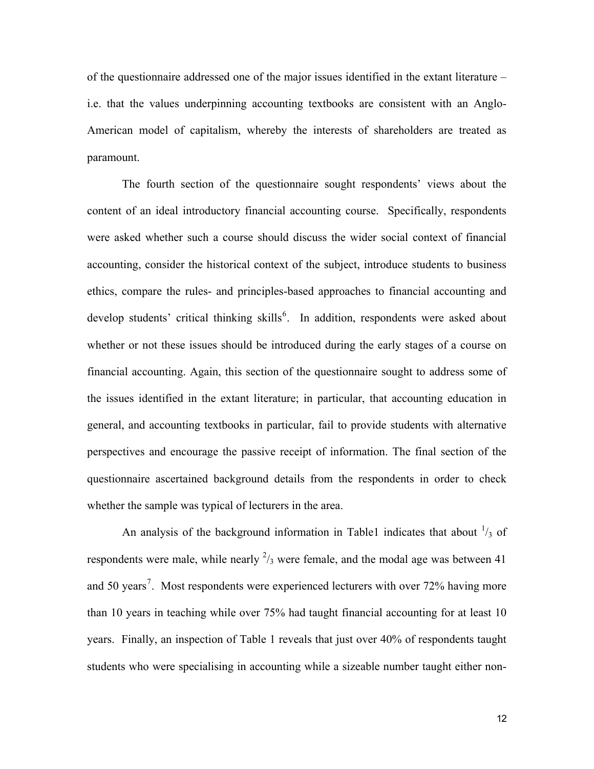of the questionnaire addressed one of the major issues identified in the extant literature – i.e. that the values underpinning accounting textbooks are consistent with an Anglo-American model of capitalism, whereby the interests of shareholders are treated as paramount.

The fourth section of the questionnaire sought respondents' views about the content of an ideal introductory financial accounting course. Specifically, respondents were asked whether such a course should discuss the wider social context of financial accounting, consider the historical context of the subject, introduce students to business ethics, compare the rules- and principles-based approaches to financial accounting and develop students' critical thinking skills[6]. In addition, respondents were asked about whether or not these issues should be introduced during the early stages of a course on financial accounting. Again, this section of the questionnaire sought to address some of the issues identified in the extant literature; in particular, that accounting education in general, and accounting textbooks in particular, fail to provide students with alternative perspectives and encourage the passive receipt of information. The final section of the questionnaire ascertained background details from the respondents in order to check whether the sample was typical of lecturers in the area.

An analysis of the background information in Table1 indicates that about $^{1}/_{3}$ of respondents were male, while nearly $^{2}/_{3}$ were female, and the modal age was between 41 and 50 years[7]. Most respondents were experienced lecturers with over 72% having more than 10 years in teaching while over 75% had taught financial accounting for at least 10 years. Finally, an inspection of Table 1 reveals that just over 40% of respondents taught students who were specialising in accounting while a sizeable number taught either non-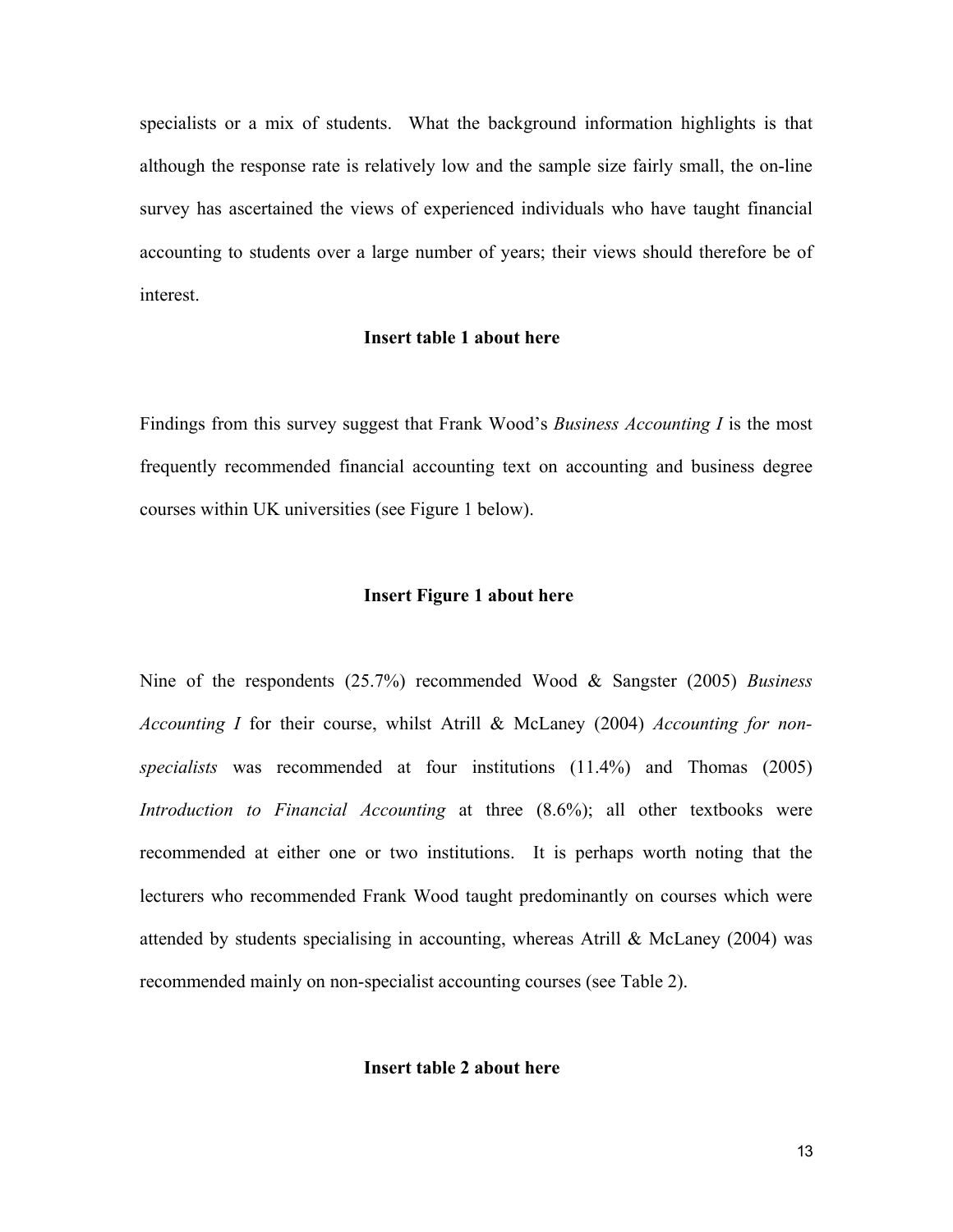specialists or a mix of students. What the background information highlights is that although the response rate is relatively low and the sample size fairly small, the on-line survey has ascertained the views of experienced individuals who have taught financial accounting to students over a large number of years; their views should therefore be of interest.

**Insert table 1 about here**

Findings from this survey suggest that Frank Wood's *Business Accounting I* is the most frequently recommended financial accounting text on accounting and business degree courses within UK universities (see Figure 1 below).

**Insert Figure 1 about here**

Nine of the respondents (25.7%) recommended Wood & Sangster (2005) *Business Accounting I* for their course, whilst Atrill & McLaney (2004) *Accounting for non-specialists* was recommended at four institutions (11.4%) and Thomas (2005) *Introduction to Financial Accounting* at three (8.6%); all other textbooks were recommended at either one or two institutions. It is perhaps worth noting that the lecturers who recommended Frank Wood taught predominantly on courses which were attended by students specialising in accounting, whereas Atrill & McLaney (2004) was recommended mainly on non-specialist accounting courses (see Table 2).

**Insert table 2 about here**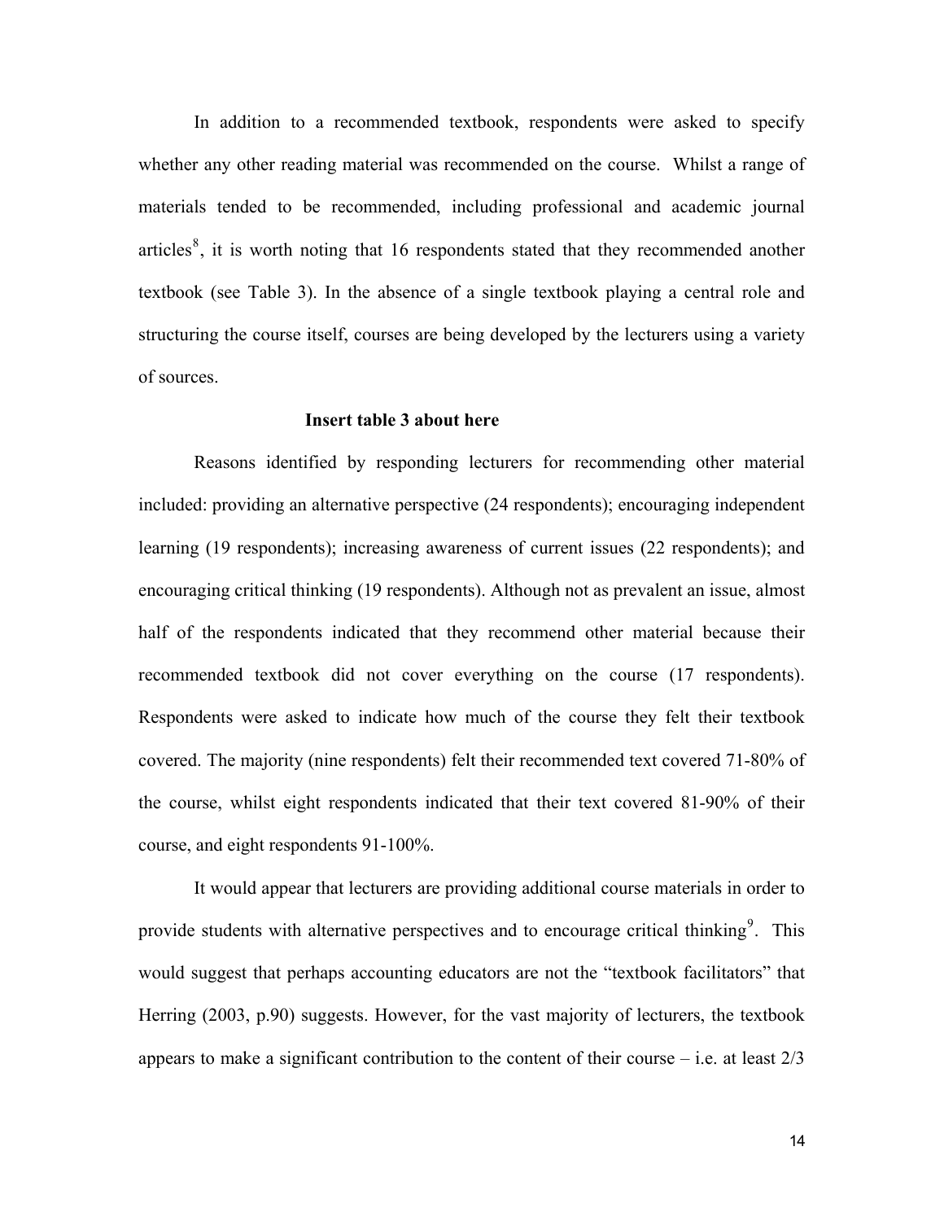In addition to a recommended textbook, respondents were asked to specify whether any other reading material was recommended on the course. Whilst a range of materials tended to be recommended, including professional and academic journal articles[8], it is worth noting that 16 respondents stated that they recommended another textbook (see Table 3). In the absence of a single textbook playing a central role and structuring the course itself, courses are being developed by the lecturers using a variety of sources.

**Insert table 3 about here**

Reasons identified by responding lecturers for recommending other material included: providing an alternative perspective (24 respondents); encouraging independent learning (19 respondents); increasing awareness of current issues (22 respondents); and encouraging critical thinking (19 respondents). Although not as prevalent an issue, almost half of the respondents indicated that they recommend other material because their recommended textbook did not cover everything on the course (17 respondents). Respondents were asked to indicate how much of the course they felt their textbook covered. The majority (nine respondents) felt their recommended text covered 71-80% of the course, whilst eight respondents indicated that their text covered 81-90% of their course, and eight respondents 91-100%.

It would appear that lecturers are providing additional course materials in order to provide students with alternative perspectives and to encourage critical thinking[9]. This would suggest that perhaps accounting educators are not the "textbook facilitators" that Herring (2003, p.90) suggests. However, for the vast majority of lecturers, the textbook appears to make a significant contribution to the content of their course – i.e. at least 2/3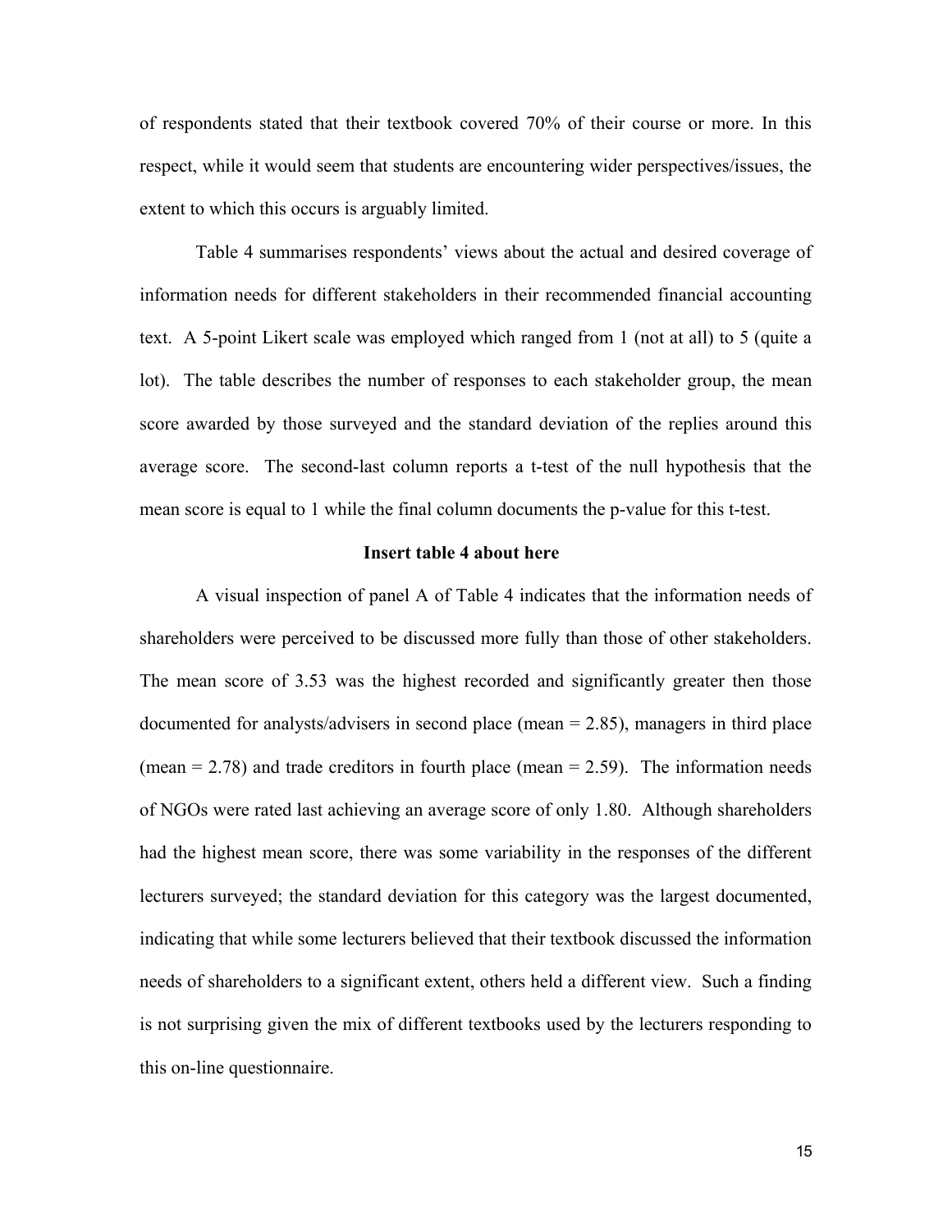of respondents stated that their textbook covered 70% of their course or more. In this respect, while it would seem that students are encountering wider perspectives/issues, the extent to which this occurs is arguably limited.

Table 4 summarises respondents' views about the actual and desired coverage of information needs for different stakeholders in their recommended financial accounting text. A 5-point Likert scale was employed which ranged from 1 (not at all) to 5 (quite a lot). The table describes the number of responses to each stakeholder group, the mean score awarded by those surveyed and the standard deviation of the replies around this average score. The second-last column reports a t-test of the null hypothesis that the mean score is equal to 1 while the final column documents the p-value for this t-test.

**Insert table 4 about here**

A visual inspection of panel A of Table 4 indicates that the information needs of shareholders were perceived to be discussed more fully than those of other stakeholders. The mean score of 3.53 was the highest recorded and significantly greater then those documented for analysts/advisers in second place (mean = 2.85), managers in third place (mean = 2.78) and trade creditors in fourth place (mean = 2.59). The information needs of NGOs were rated last achieving an average score of only 1.80. Although shareholders had the highest mean score, there was some variability in the responses of the different lecturers surveyed; the standard deviation for this category was the largest documented, indicating that while some lecturers believed that their textbook discussed the information needs of shareholders to a significant extent, others held a different view. Such a finding is not surprising given the mix of different textbooks used by the lecturers responding to this on-line questionnaire.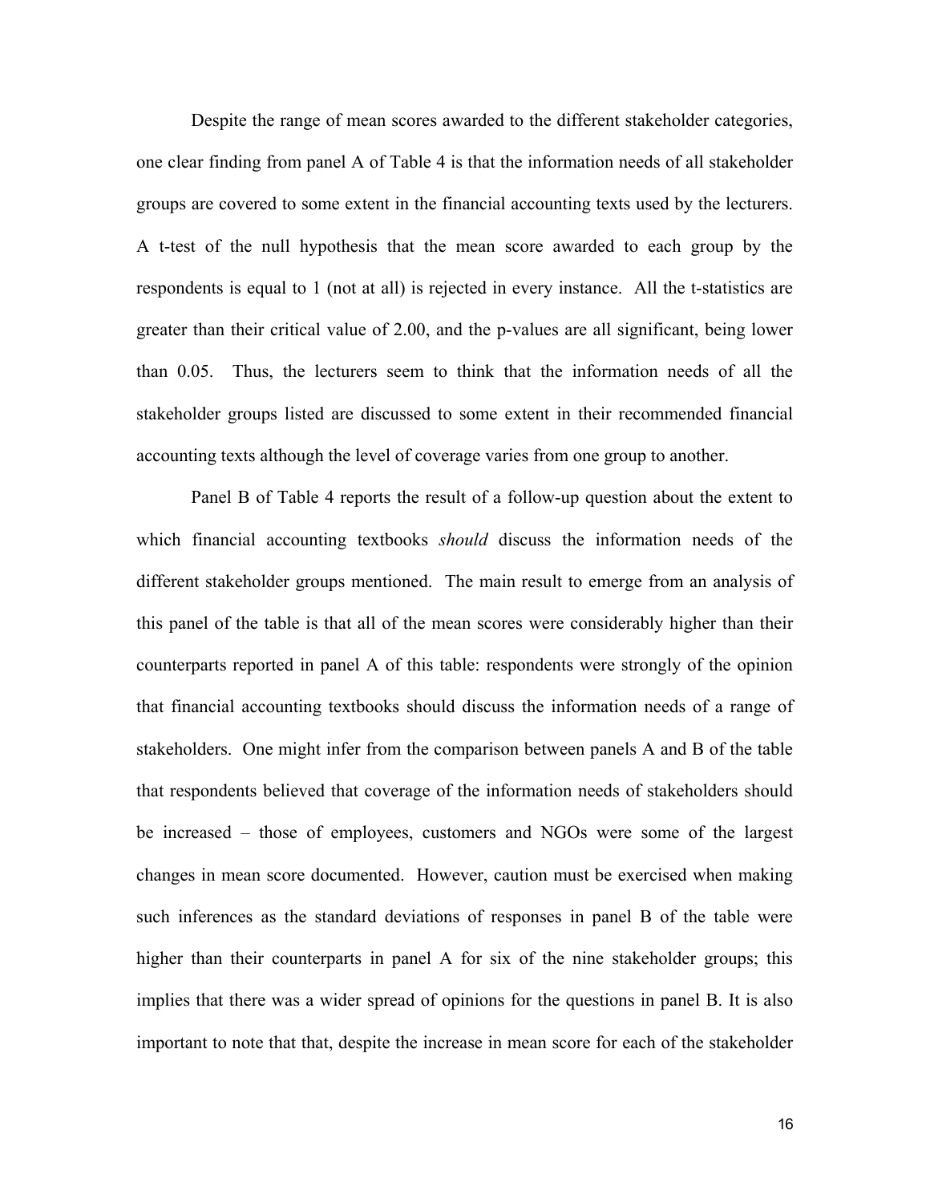Despite the range of mean scores awarded to the different stakeholder categories, one clear finding from panel A of Table 4 is that the information needs of all stakeholder groups are covered to some extent in the financial accounting texts used by the lecturers. A t-test of the null hypothesis that the mean score awarded to each group by the respondents is equal to 1 (not at all) is rejected in every instance. All the t-statistics are greater than their critical value of 2.00, and the p-values are all significant, being lower than 0.05. Thus, the lecturers seem to think that the information needs of all the stakeholder groups listed are discussed to some extent in their recommended financial accounting texts although the level of coverage varies from one group to another.

Panel B of Table 4 reports the result of a follow-up question about the extent to which financial accounting textbooks *should* discuss the information needs of the different stakeholder groups mentioned. The main result to emerge from an analysis of this panel of the table is that all of the mean scores were considerably higher than their counterparts reported in panel A of this table: respondents were strongly of the opinion that financial accounting textbooks should discuss the information needs of a range of stakeholders. One might infer from the comparison between panels A and B of the table that respondents believed that coverage of the information needs of stakeholders should be increased – those of employees, customers and NGOs were some of the largest changes in mean score documented. However, caution must be exercised when making such inferences as the standard deviations of responses in panel B of the table were higher than their counterparts in panel A for six of the nine stakeholder groups; this implies that there was a wider spread of opinions for the questions in panel B. It is also important to note that that, despite the increase in mean score for each of the stakeholder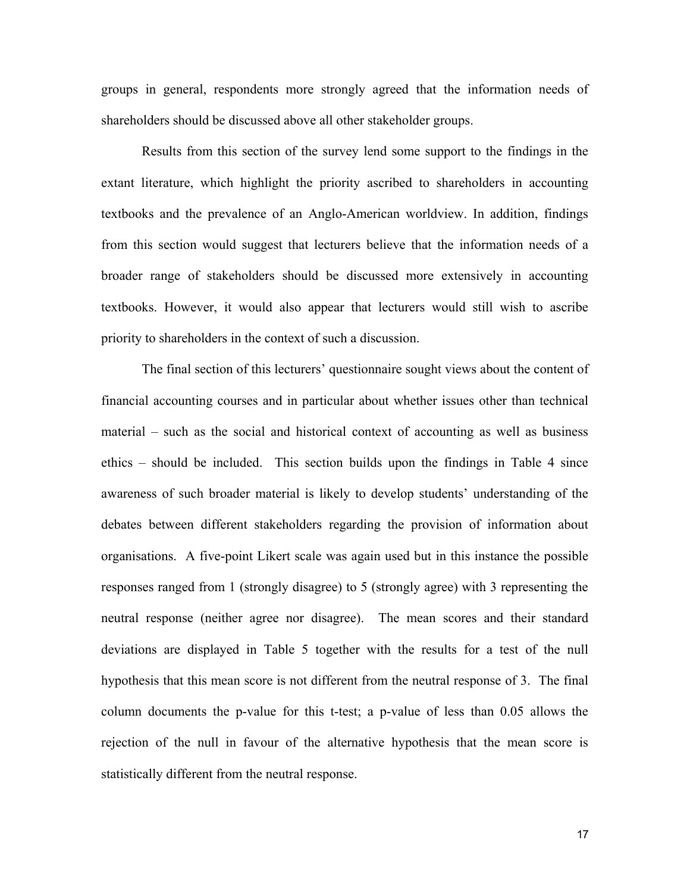groups in general, respondents more strongly agreed that the information needs of shareholders should be discussed above all other stakeholder groups.

Results from this section of the survey lend some support to the findings in the extant literature, which highlight the priority ascribed to shareholders in accounting textbooks and the prevalence of an Anglo-American worldview. In addition, findings from this section would suggest that lecturers believe that the information needs of a broader range of stakeholders should be discussed more extensively in accounting textbooks. However, it would also appear that lecturers would still wish to ascribe priority to shareholders in the context of such a discussion.

The final section of this lecturers' questionnaire sought views about the content of financial accounting courses and in particular about whether issues other than technical material – such as the social and historical context of accounting as well as business ethics – should be included. This section builds upon the findings in Table 4 since awareness of such broader material is likely to develop students' understanding of the debates between different stakeholders regarding the provision of information about organisations. A five-point Likert scale was again used but in this instance the possible responses ranged from 1 (strongly disagree) to 5 (strongly agree) with 3 representing the neutral response (neither agree nor disagree). The mean scores and their standard deviations are displayed in Table 5 together with the results for a test of the null hypothesis that this mean score is not different from the neutral response of 3. The final column documents the p-value for this t-test; a p-value of less than 0.05 allows the rejection of the null in favour of the alternative hypothesis that the mean score is statistically different from the neutral response.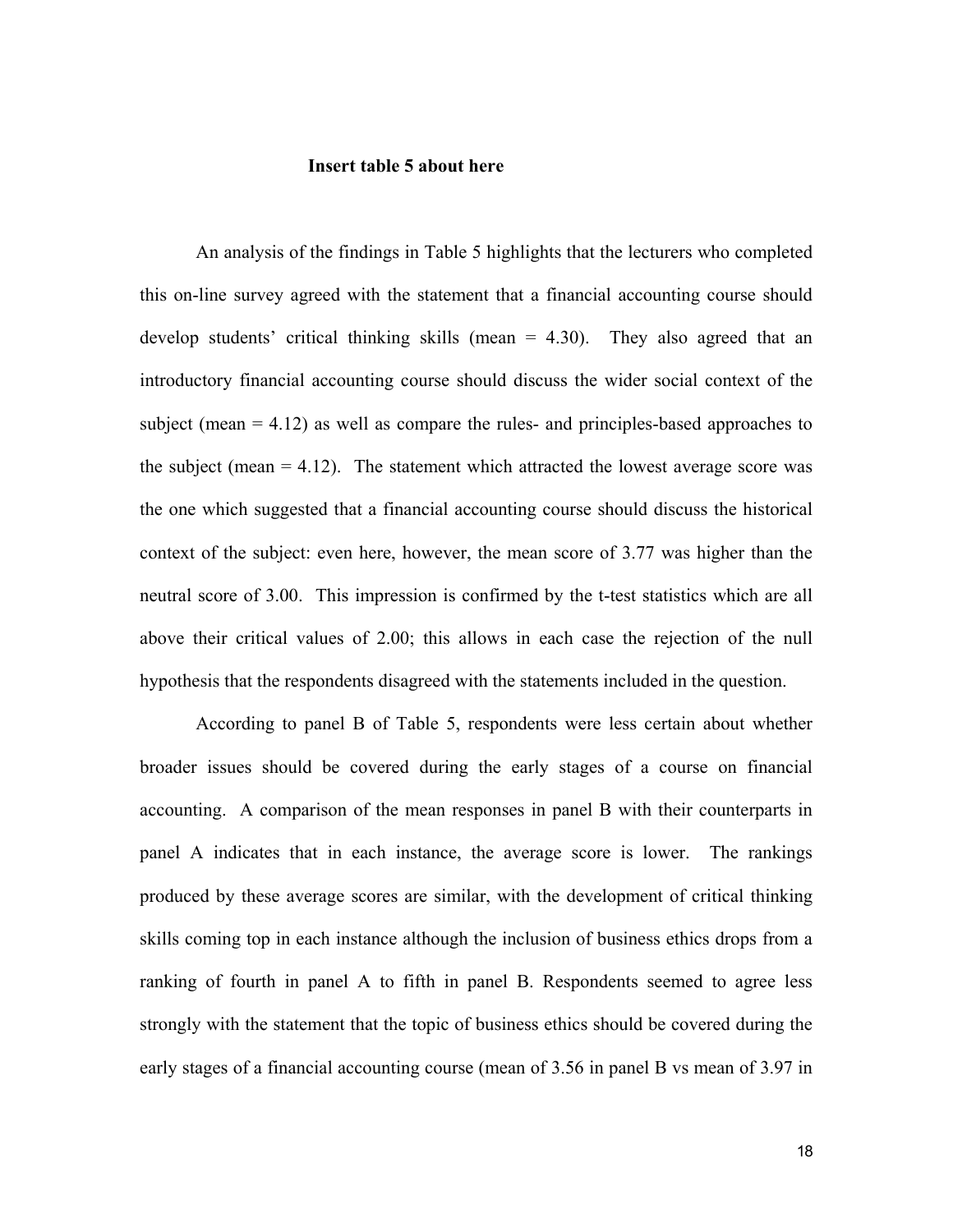**Insert table 5 about here**

An analysis of the findings in Table 5 highlights that the lecturers who completed this on-line survey agreed with the statement that a financial accounting course should develop students' critical thinking skills (mean = 4.30). They also agreed that an introductory financial accounting course should discuss the wider social context of the subject (mean = 4.12) as well as compare the rules- and principles-based approaches to the subject (mean = 4.12). The statement which attracted the lowest average score was the one which suggested that a financial accounting course should discuss the historical context of the subject: even here, however, the mean score of 3.77 was higher than the neutral score of 3.00. This impression is confirmed by the t-test statistics which are all above their critical values of 2.00; this allows in each case the rejection of the null hypothesis that the respondents disagreed with the statements included in the question.

According to panel B of Table 5, respondents were less certain about whether broader issues should be covered during the early stages of a course on financial accounting. A comparison of the mean responses in panel B with their counterparts in panel A indicates that in each instance, the average score is lower. The rankings produced by these average scores are similar, with the development of critical thinking skills coming top in each instance although the inclusion of business ethics drops from a ranking of fourth in panel A to fifth in panel B. Respondents seemed to agree less strongly with the statement that the topic of business ethics should be covered during the early stages of a financial accounting course (mean of 3.56 in panel B vs mean of 3.97 in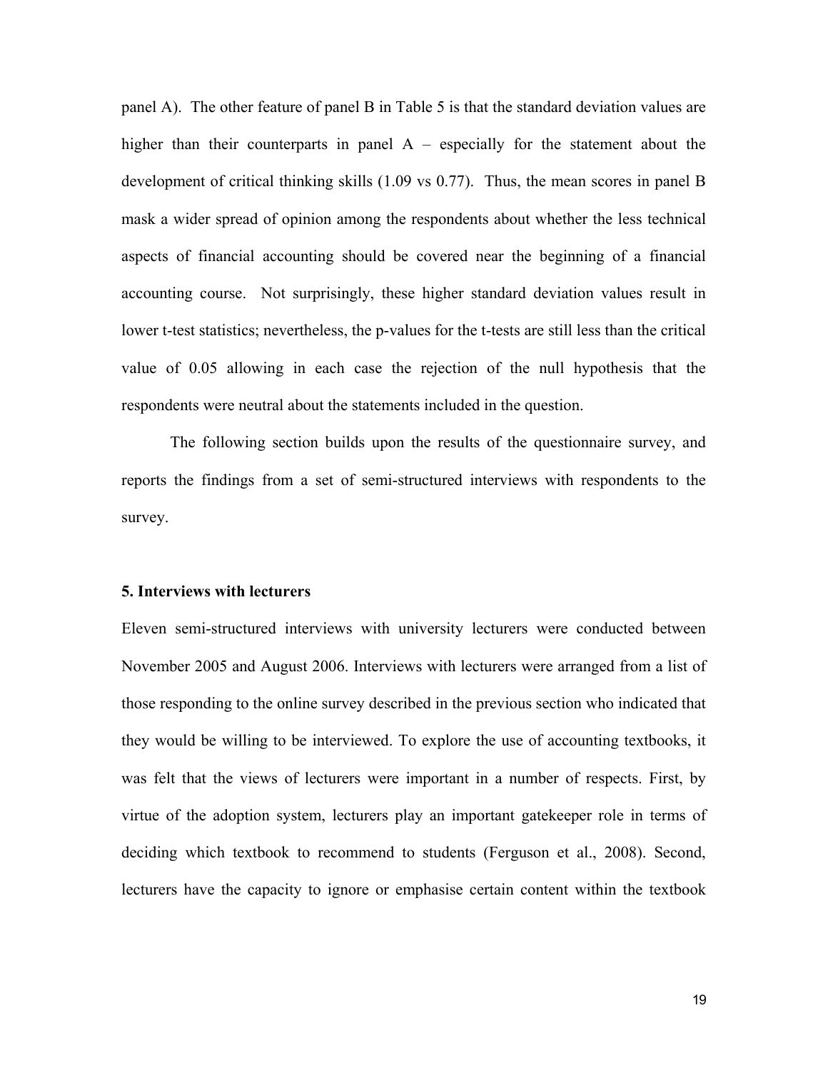panel A). The other feature of panel B in Table 5 is that the standard deviation values are higher than their counterparts in panel A – especially for the statement about the development of critical thinking skills (1.09 vs 0.77). Thus, the mean scores in panel B mask a wider spread of opinion among the respondents about whether the less technical aspects of financial accounting should be covered near the beginning of a financial accounting course. Not surprisingly, these higher standard deviation values result in lower t-test statistics; nevertheless, the p-values for the t-tests are still less than the critical value of 0.05 allowing in each case the rejection of the null hypothesis that the respondents were neutral about the statements included in the question.

The following section builds upon the results of the questionnaire survey, and reports the findings from a set of semi-structured interviews with respondents to the survey.

## 5. Interviews with lecturers

Eleven semi-structured interviews with university lecturers were conducted between November 2005 and August 2006. Interviews with lecturers were arranged from a list of those responding to the online survey described in the previous section who indicated that they would be willing to be interviewed. To explore the use of accounting textbooks, it was felt that the views of lecturers were important in a number of respects. First, by virtue of the adoption system, lecturers play an important gatekeeper role in terms of deciding which textbook to recommend to students (Ferguson et al., 2008). Second, lecturers have the capacity to ignore or emphasise certain content within the textbook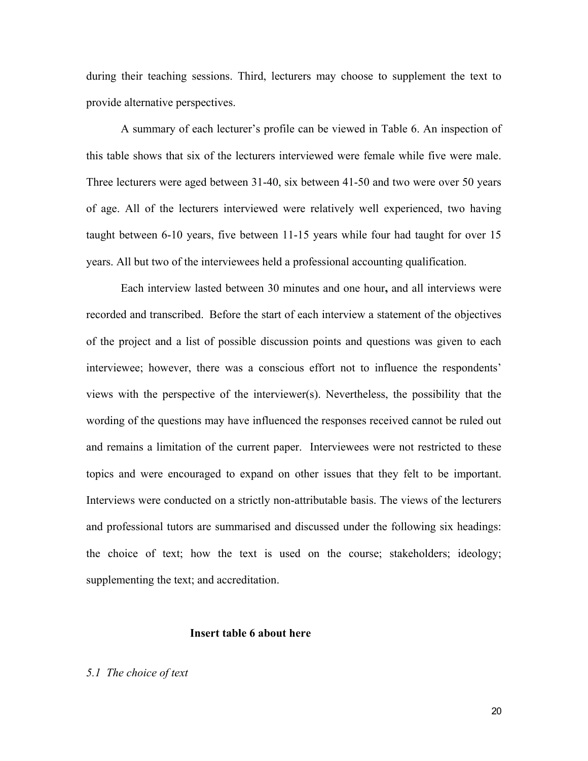during their teaching sessions. Third, lecturers may choose to supplement the text to provide alternative perspectives.

A summary of each lecturer's profile can be viewed in Table 6. An inspection of this table shows that six of the lecturers interviewed were female while five were male. Three lecturers were aged between 31-40, six between 41-50 and two were over 50 years of age. All of the lecturers interviewed were relatively well experienced, two having taught between 6-10 years, five between 11-15 years while four had taught for over 15 years. All but two of the interviewees held a professional accounting qualification.

Each interview lasted between 30 minutes and one hour**,** and all interviews were recorded and transcribed. Before the start of each interview a statement of the objectives of the project and a list of possible discussion points and questions was given to each interviewee; however, there was a conscious effort not to influence the respondents' views with the perspective of the interviewer(s). Nevertheless, the possibility that the wording of the questions may have influenced the responses received cannot be ruled out and remains a limitation of the current paper. Interviewees were not restricted to these topics and were encouraged to expand on other issues that they felt to be important. Interviews were conducted on a strictly non-attributable basis. The views of the lecturers and professional tutors are summarised and discussed under the following six headings: the choice of text; how the text is used on the course; stakeholders; ideology; supplementing the text; and accreditation.

**Insert table 6 about here**

*5.1 The choice of text*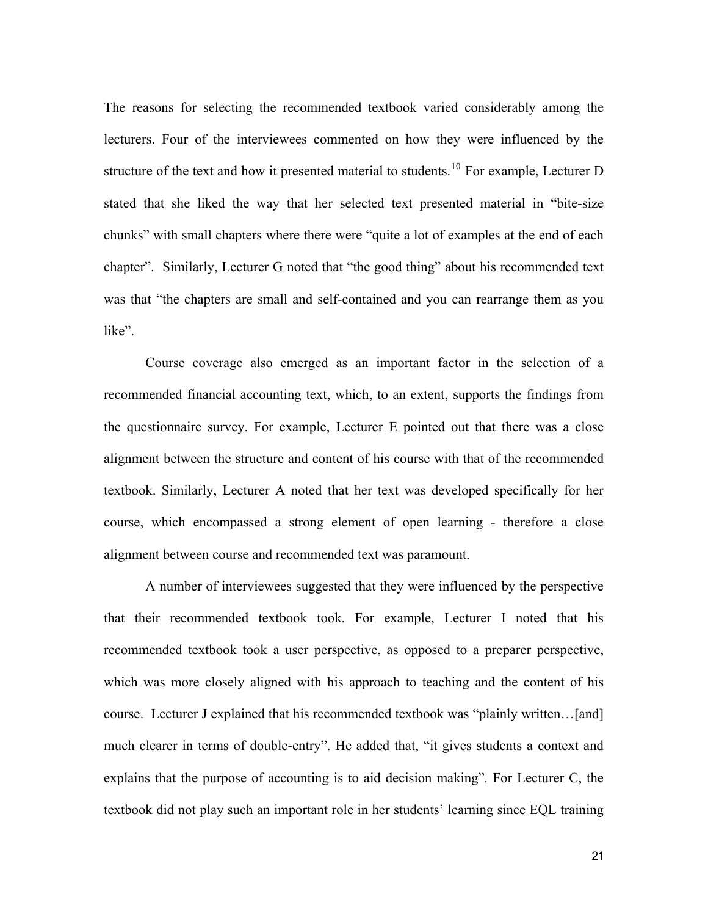The reasons for selecting the recommended textbook varied considerably among the lecturers. Four of the interviewees commented on how they were influenced by the structure of the text and how it presented material to students.[10] For example, Lecturer D stated that she liked the way that her selected text presented material in "bite-size chunks" with small chapters where there were "quite a lot of examples at the end of each chapter". Similarly, Lecturer G noted that "the good thing" about his recommended text was that "the chapters are small and self-contained and you can rearrange them as you like".

Course coverage also emerged as an important factor in the selection of a recommended financial accounting text, which, to an extent, supports the findings from the questionnaire survey. For example, Lecturer E pointed out that there was a close alignment between the structure and content of his course with that of the recommended textbook. Similarly, Lecturer A noted that her text was developed specifically for her course, which encompassed a strong element of open learning - therefore a close alignment between course and recommended text was paramount.

A number of interviewees suggested that they were influenced by the perspective that their recommended textbook took. For example, Lecturer I noted that his recommended textbook took a user perspective, as opposed to a preparer perspective, which was more closely aligned with his approach to teaching and the content of his course. Lecturer J explained that his recommended textbook was "plainly written…[and] much clearer in terms of double-entry". He added that, "it gives students a context and explains that the purpose of accounting is to aid decision making". For Lecturer C, the textbook did not play such an important role in her students' learning since EQL training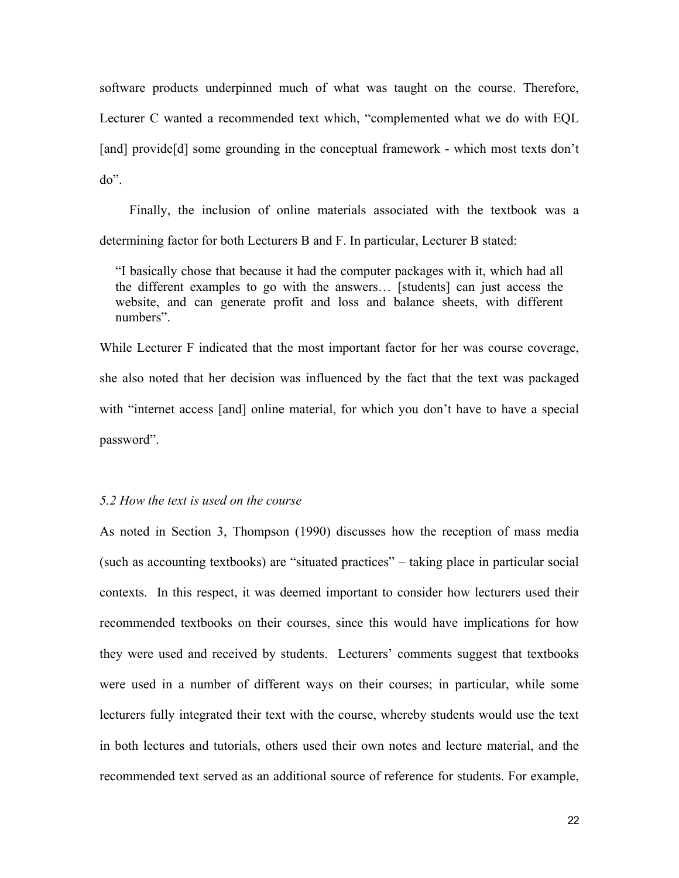software products underpinned much of what was taught on the course. Therefore, Lecturer C wanted a recommended text which, "complemented what we do with EQL [and] provide[d] some grounding in the conceptual framework - which most texts don't do".

Finally, the inclusion of online materials associated with the textbook was a determining factor for both Lecturers B and F. In particular, Lecturer B stated:

> "I basically chose that because it had the computer packages with it, which had all the different examples to go with the answers… [students] can just access the website, and can generate profit and loss and balance sheets, with different numbers".

While Lecturer F indicated that the most important factor for her was course coverage, she also noted that her decision was influenced by the fact that the text was packaged with "internet access [and] online material, for which you don't have to have a special password".

### *5.2 How the text is used on the course*

As noted in Section 3, Thompson (1990) discusses how the reception of mass media (such as accounting textbooks) are "situated practices" – taking place in particular social contexts. In this respect, it was deemed important to consider how lecturers used their recommended textbooks on their courses, since this would have implications for how they were used and received by students. Lecturers' comments suggest that textbooks were used in a number of different ways on their courses; in particular, while some lecturers fully integrated their text with the course, whereby students would use the text in both lectures and tutorials, others used their own notes and lecture material, and the recommended text served as an additional source of reference for students. For example,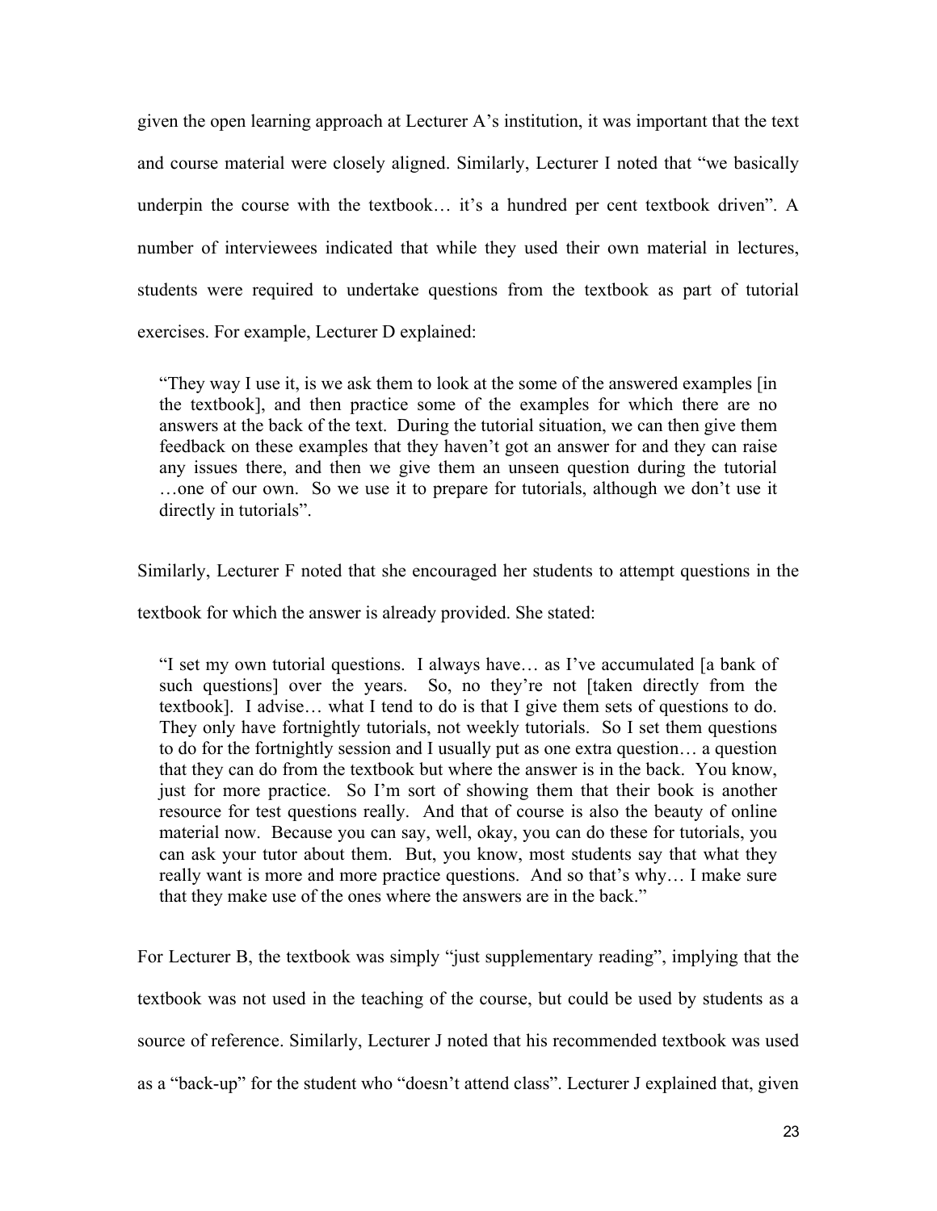given the open learning approach at Lecturer A's institution, it was important that the text and course material were closely aligned. Similarly, Lecturer I noted that "we basically underpin the course with the textbook… it's a hundred per cent textbook driven". A number of interviewees indicated that while they used their own material in lectures, students were required to undertake questions from the textbook as part of tutorial exercises. For example, Lecturer D explained:

> "They way I use it, is we ask them to look at the some of the answered examples [in the textbook], and then practice some of the examples for which there are no answers at the back of the text. During the tutorial situation, we can then give them feedback on these examples that they haven't got an answer for and they can raise any issues there, and then we give them an unseen question during the tutorial …one of our own. So we use it to prepare for tutorials, although we don't use it directly in tutorials".

Similarly, Lecturer F noted that she encouraged her students to attempt questions in the textbook for which the answer is already provided. She stated:

> "I set my own tutorial questions. I always have… as I've accumulated [a bank of such questions] over the years. So, no they're not [taken directly from the textbook]. I advise… what I tend to do is that I give them sets of questions to do. They only have fortnightly tutorials, not weekly tutorials. So I set them questions to do for the fortnightly session and I usually put as one extra question… a question that they can do from the textbook but where the answer is in the back. You know, just for more practice. So I'm sort of showing them that their book is another resource for test questions really. And that of course is also the beauty of online material now. Because you can say, well, okay, you can do these for tutorials, you can ask your tutor about them. But, you know, most students say that what they really want is more and more practice questions. And so that's why… I make sure that they make use of the ones where the answers are in the back."

For Lecturer B, the textbook was simply "just supplementary reading", implying that the textbook was not used in the teaching of the course, but could be used by students as a source of reference. Similarly, Lecturer J noted that his recommended textbook was used as a "back-up" for the student who "doesn't attend class". Lecturer J explained that, given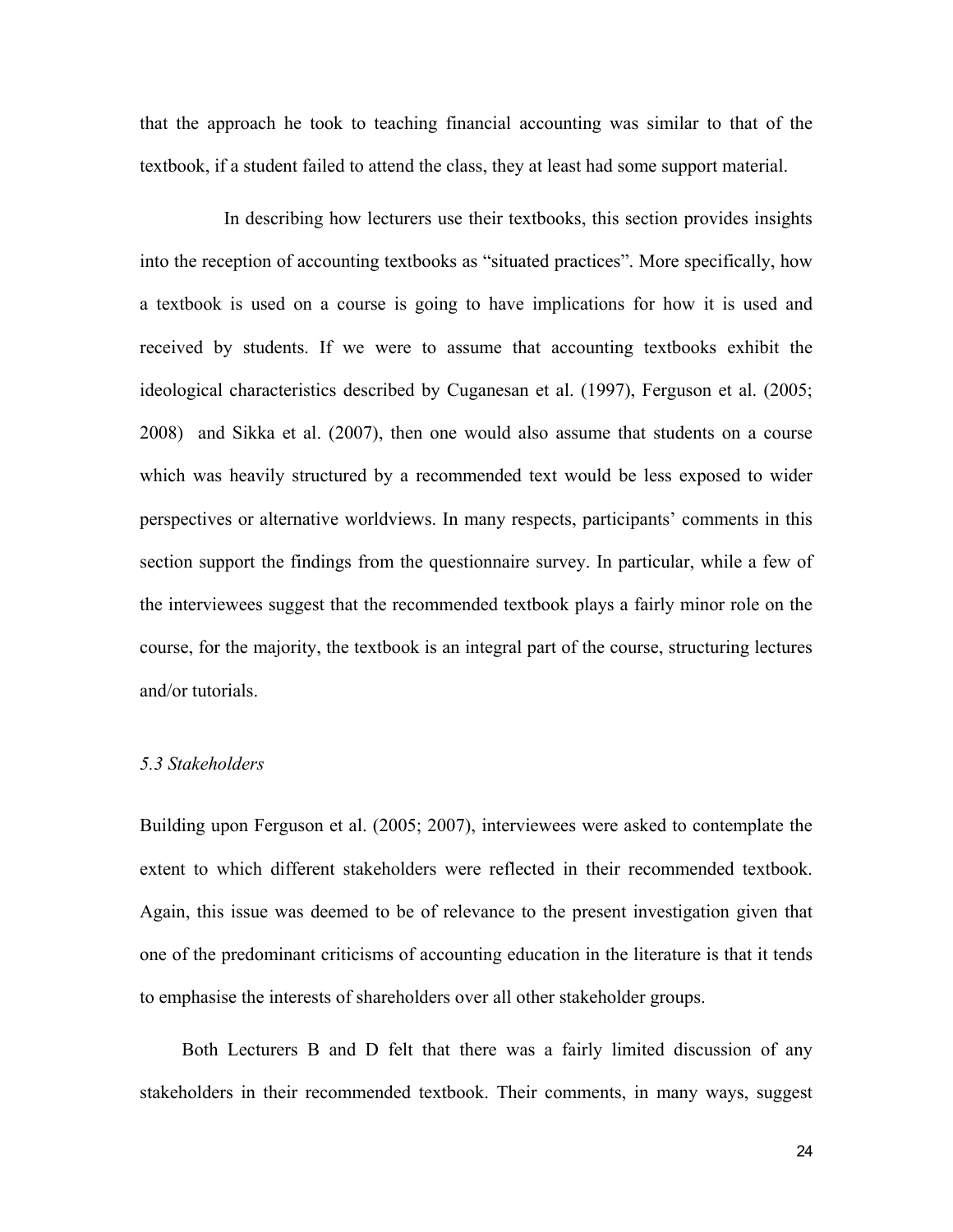that the approach he took to teaching financial accounting was similar to that of the textbook, if a student failed to attend the class, they at least had some support material.

In describing how lecturers use their textbooks, this section provides insights into the reception of accounting textbooks as "situated practices". More specifically, how a textbook is used on a course is going to have implications for how it is used and received by students. If we were to assume that accounting textbooks exhibit the ideological characteristics described by Cuganesan et al. (1997), Ferguson et al. (2005; 2008) and Sikka et al. (2007), then one would also assume that students on a course which was heavily structured by a recommended text would be less exposed to wider perspectives or alternative worldviews. In many respects, participants' comments in this section support the findings from the questionnaire survey. In particular, while a few of the interviewees suggest that the recommended textbook plays a fairly minor role on the course, for the majority, the textbook is an integral part of the course, structuring lectures and/or tutorials.

### *5.3 Stakeholders*

Building upon Ferguson et al. (2005; 2007), interviewees were asked to contemplate the extent to which different stakeholders were reflected in their recommended textbook. Again, this issue was deemed to be of relevance to the present investigation given that one of the predominant criticisms of accounting education in the literature is that it tends to emphasise the interests of shareholders over all other stakeholder groups.

Both Lecturers B and D felt that there was a fairly limited discussion of any stakeholders in their recommended textbook. Their comments, in many ways, suggest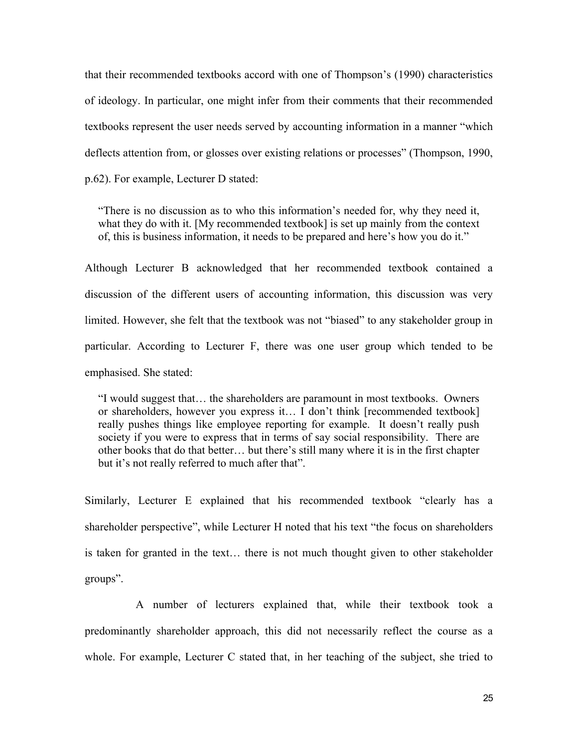that their recommended textbooks accord with one of Thompson's (1990) characteristics of ideology. In particular, one might infer from their comments that their recommended textbooks represent the user needs served by accounting information in a manner "which deflects attention from, or glosses over existing relations or processes" (Thompson, 1990, p.62). For example, Lecturer D stated:

> "There is no discussion as to who this information's needed for, why they need it, what they do with it. [My recommended textbook] is set up mainly from the context of, this is business information, it needs to be prepared and here's how you do it."

Although Lecturer B acknowledged that her recommended textbook contained a discussion of the different users of accounting information, this discussion was very limited. However, she felt that the textbook was not "biased" to any stakeholder group in particular. According to Lecturer F, there was one user group which tended to be emphasised. She stated:

> "I would suggest that… the shareholders are paramount in most textbooks. Owners or shareholders, however you express it… I don't think [recommended textbook] really pushes things like employee reporting for example. It doesn't really push society if you were to express that in terms of say social responsibility. There are other books that do that better… but there's still many where it is in the first chapter but it's not really referred to much after that".

Similarly, Lecturer E explained that his recommended textbook "clearly has a shareholder perspective", while Lecturer H noted that his text "the focus on shareholders is taken for granted in the text… there is not much thought given to other stakeholder groups".

A number of lecturers explained that, while their textbook took a predominantly shareholder approach, this did not necessarily reflect the course as a whole. For example, Lecturer C stated that, in her teaching of the subject, she tried to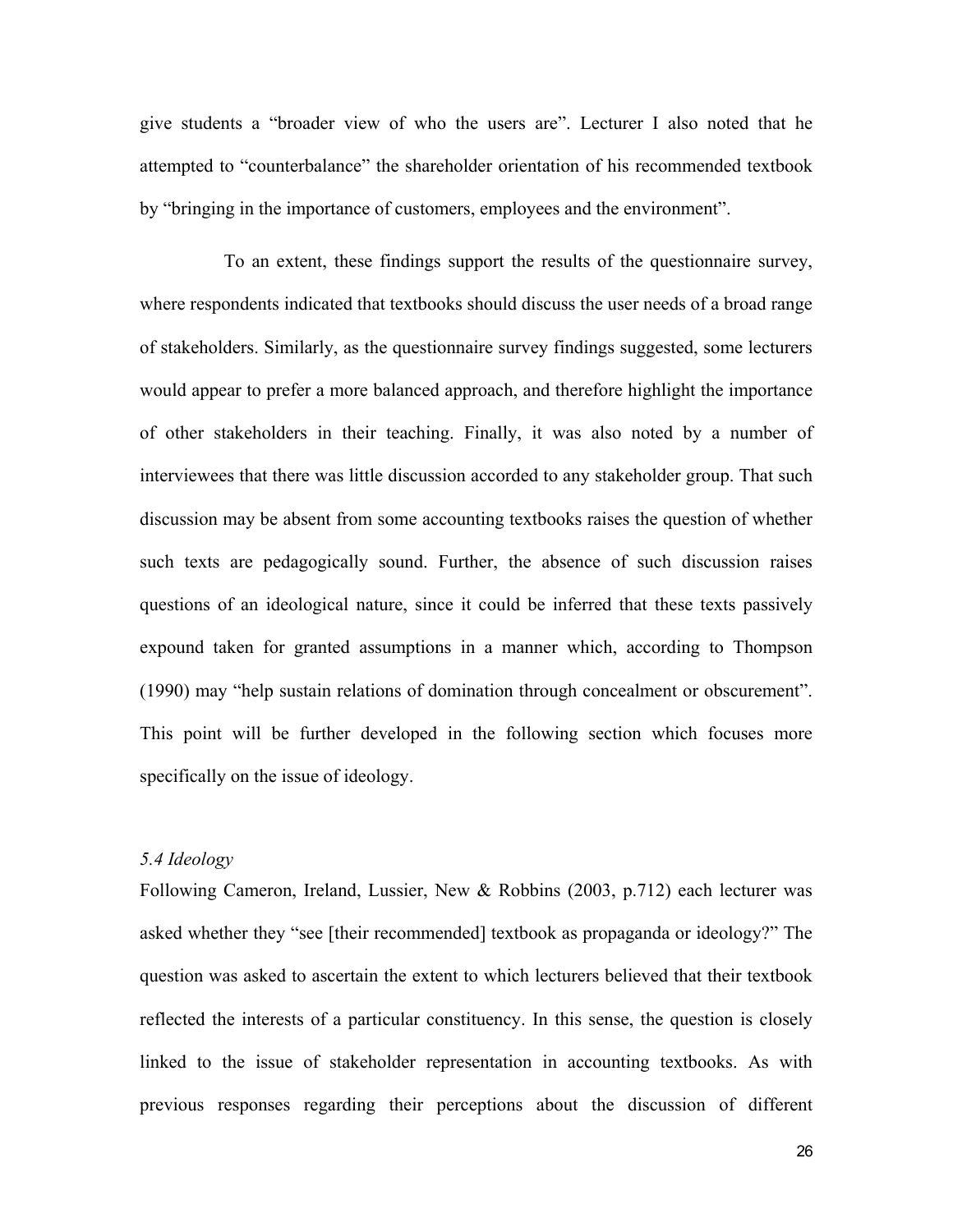give students a "broader view of who the users are". Lecturer I also noted that he attempted to "counterbalance" the shareholder orientation of his recommended textbook by "bringing in the importance of customers, employees and the environment".

To an extent, these findings support the results of the questionnaire survey, where respondents indicated that textbooks should discuss the user needs of a broad range of stakeholders. Similarly, as the questionnaire survey findings suggested, some lecturers would appear to prefer a more balanced approach, and therefore highlight the importance of other stakeholders in their teaching. Finally, it was also noted by a number of interviewees that there was little discussion accorded to any stakeholder group. That such discussion may be absent from some accounting textbooks raises the question of whether such texts are pedagogically sound. Further, the absence of such discussion raises questions of an ideological nature, since it could be inferred that these texts passively expound taken for granted assumptions in a manner which, according to Thompson (1990) may "help sustain relations of domination through concealment or obscurement". This point will be further developed in the following section which focuses more specifically on the issue of ideology.

### *5.4 Ideology*

Following Cameron, Ireland, Lussier, New & Robbins (2003, p.712) each lecturer was asked whether they "see [their recommended] textbook as propaganda or ideology?" The question was asked to ascertain the extent to which lecturers believed that their textbook reflected the interests of a particular constituency. In this sense, the question is closely linked to the issue of stakeholder representation in accounting textbooks. As with previous responses regarding their perceptions about the discussion of different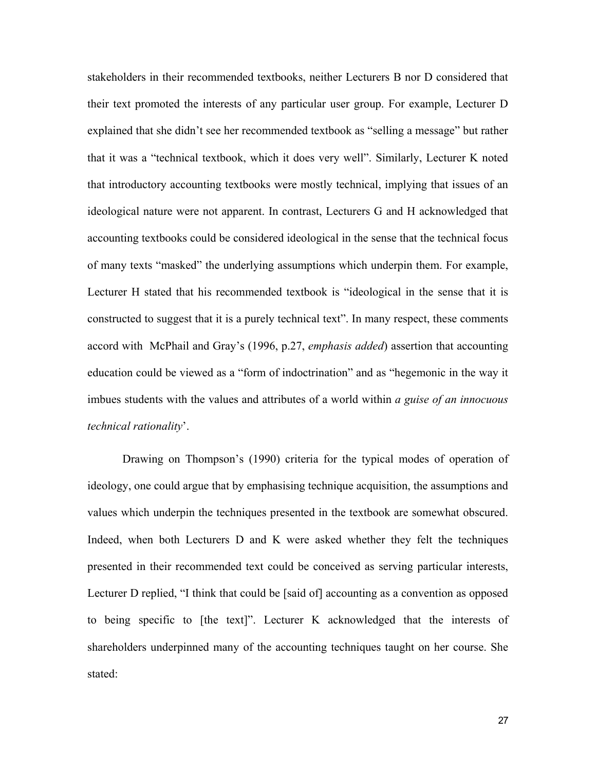stakeholders in their recommended textbooks, neither Lecturers B nor D considered that their text promoted the interests of any particular user group. For example, Lecturer D explained that she didn't see her recommended textbook as "selling a message" but rather that it was a "technical textbook, which it does very well". Similarly, Lecturer K noted that introductory accounting textbooks were mostly technical, implying that issues of an ideological nature were not apparent. In contrast, Lecturers G and H acknowledged that accounting textbooks could be considered ideological in the sense that the technical focus of many texts "masked" the underlying assumptions which underpin them. For example, Lecturer H stated that his recommended textbook is "ideological in the sense that it is constructed to suggest that it is a purely technical text". In many respect, these comments accord with McPhail and Gray's (1996, p.27, *emphasis added*) assertion that accounting education could be viewed as a "form of indoctrination" and as "hegemonic in the way it imbues students with the values and attributes of a world within *a guise of an innocuous technical rationality*'.

Drawing on Thompson's (1990) criteria for the typical modes of operation of ideology, one could argue that by emphasising technique acquisition, the assumptions and values which underpin the techniques presented in the textbook are somewhat obscured. Indeed, when both Lecturers D and K were asked whether they felt the techniques presented in their recommended text could be conceived as serving particular interests, Lecturer D replied, "I think that could be [said of] accounting as a convention as opposed to being specific to [the text]". Lecturer K acknowledged that the interests of shareholders underpinned many of the accounting techniques taught on her course. She stated: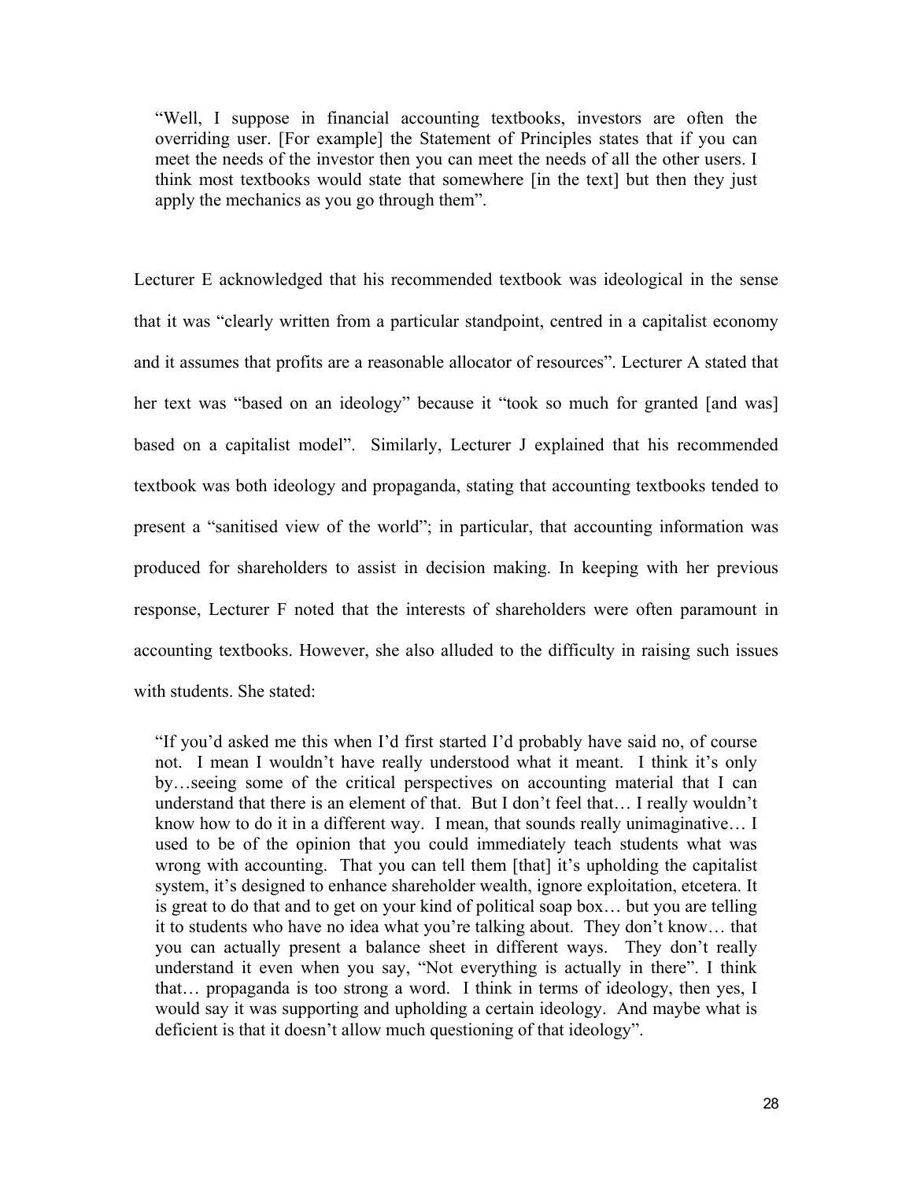> "Well, I suppose in financial accounting textbooks, investors are often the overriding user. [For example] the Statement of Principles states that if you can meet the needs of the investor then you can meet the needs of all the other users. I think most textbooks would state that somewhere [in the text] but then they just apply the mechanics as you go through them".

Lecturer E acknowledged that his recommended textbook was ideological in the sense that it was "clearly written from a particular standpoint, centred in a capitalist economy and it assumes that profits are a reasonable allocator of resources". Lecturer A stated that her text was "based on an ideology" because it "took so much for granted [and was] based on a capitalist model". Similarly, Lecturer J explained that his recommended textbook was both ideology and propaganda, stating that accounting textbooks tended to present a "sanitised view of the world"; in particular, that accounting information was produced for shareholders to assist in decision making. In keeping with her previous response, Lecturer F noted that the interests of shareholders were often paramount in accounting textbooks. However, she also alluded to the difficulty in raising such issues with students. She stated:

> "If you'd asked me this when I'd first started I'd probably have said no, of course not. I mean I wouldn't have really understood what it meant. I think it's only by…seeing some of the critical perspectives on accounting material that I can understand that there is an element of that. But I don't feel that… I really wouldn't know how to do it in a different way. I mean, that sounds really unimaginative… I used to be of the opinion that you could immediately teach students what was wrong with accounting. That you can tell them [that] it's upholding the capitalist system, it's designed to enhance shareholder wealth, ignore exploitation, etcetera. It is great to do that and to get on your kind of political soap box… but you are telling it to students who have no idea what you're talking about. They don't know… that you can actually present a balance sheet in different ways. They don't really understand it even when you say, "Not everything is actually in there". I think that… propaganda is too strong a word. I think in terms of ideology, then yes, I would say it was supporting and upholding a certain ideology. And maybe what is deficient is that it doesn't allow much questioning of that ideology".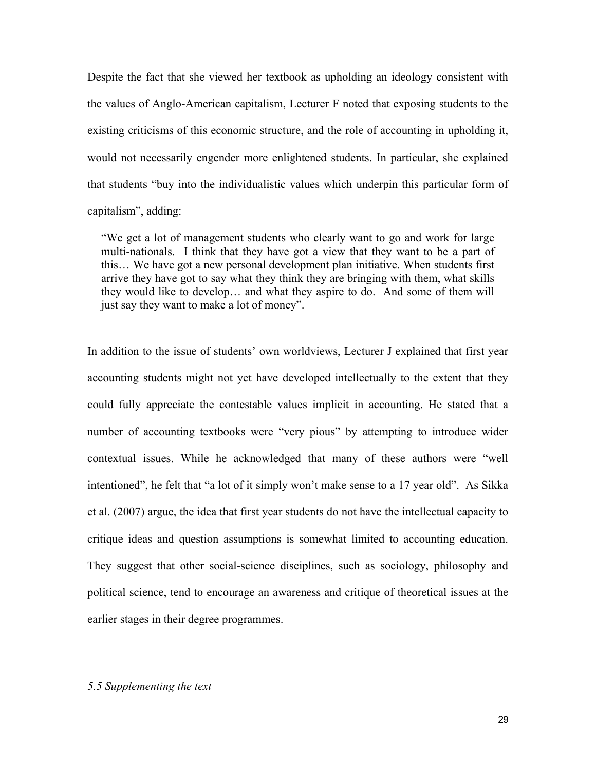Despite the fact that she viewed her textbook as upholding an ideology consistent with the values of Anglo-American capitalism, Lecturer F noted that exposing students to the existing criticisms of this economic structure, and the role of accounting in upholding it, would not necessarily engender more enlightened students. In particular, she explained that students "buy into the individualistic values which underpin this particular form of capitalism", adding:

> "We get a lot of management students who clearly want to go and work for large multi-nationals. I think that they have got a view that they want to be a part of this… We have got a new personal development plan initiative. When students first arrive they have got to say what they think they are bringing with them, what skills they would like to develop… and what they aspire to do. And some of them will just say they want to make a lot of money".

In addition to the issue of students' own worldviews, Lecturer J explained that first year accounting students might not yet have developed intellectually to the extent that they could fully appreciate the contestable values implicit in accounting. He stated that a number of accounting textbooks were "very pious" by attempting to introduce wider contextual issues. While he acknowledged that many of these authors were "well intentioned", he felt that "a lot of it simply won't make sense to a 17 year old". As Sikka et al. (2007) argue, the idea that first year students do not have the intellectual capacity to critique ideas and question assumptions is somewhat limited to accounting education. They suggest that other social-science disciplines, such as sociology, philosophy and political science, tend to encourage an awareness and critique of theoretical issues at the earlier stages in their degree programmes.

### *5.5 Supplementing the text*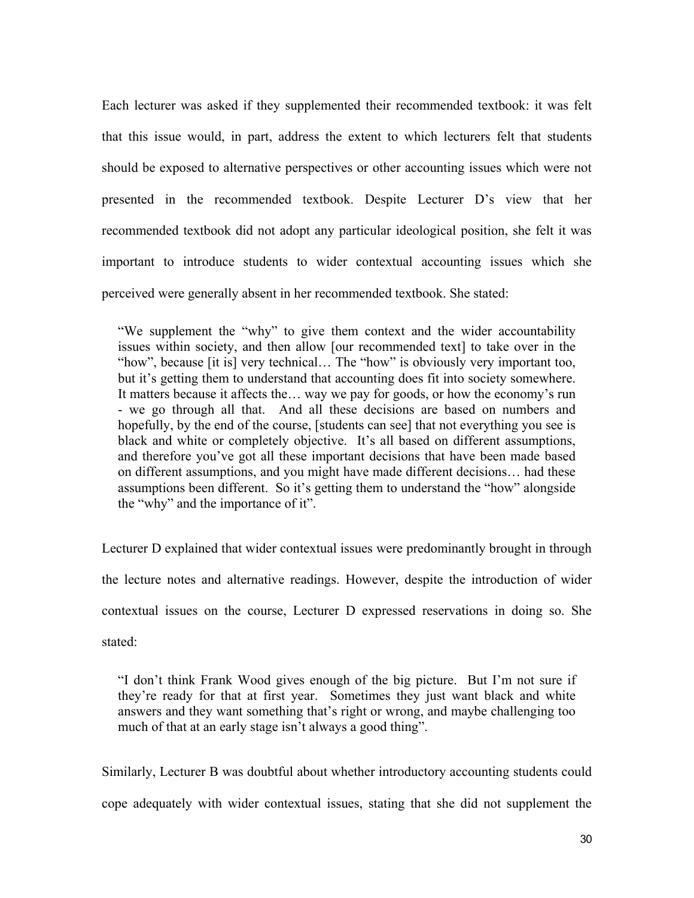Each lecturer was asked if they supplemented their recommended textbook: it was felt that this issue would, in part, address the extent to which lecturers felt that students should be exposed to alternative perspectives or other accounting issues which were not presented in the recommended textbook. Despite Lecturer D's view that her recommended textbook did not adopt any particular ideological position, she felt it was important to introduce students to wider contextual accounting issues which she perceived were generally absent in her recommended textbook. She stated:

> "We supplement the "why" to give them context and the wider accountability issues within society, and then allow [our recommended text] to take over in the "how", because [it is] very technical… The "how" is obviously very important too, but it's getting them to understand that accounting does fit into society somewhere. It matters because it affects the… way we pay for goods, or how the economy's run - we go through all that. And all these decisions are based on numbers and hopefully, by the end of the course, [students can see] that not everything you see is black and white or completely objective. It's all based on different assumptions, and therefore you've got all these important decisions that have been made based on different assumptions, and you might have made different decisions… had these assumptions been different. So it's getting them to understand the "how" alongside the "why" and the importance of it".

Lecturer D explained that wider contextual issues were predominantly brought in through the lecture notes and alternative readings. However, despite the introduction of wider contextual issues on the course, Lecturer D expressed reservations in doing so. She stated:

> "I don't think Frank Wood gives enough of the big picture. But I'm not sure if they're ready for that at first year. Sometimes they just want black and white answers and they want something that's right or wrong, and maybe challenging too much of that at an early stage isn't always a good thing".

Similarly, Lecturer B was doubtful about whether introductory accounting students could cope adequately with wider contextual issues, stating that she did not supplement the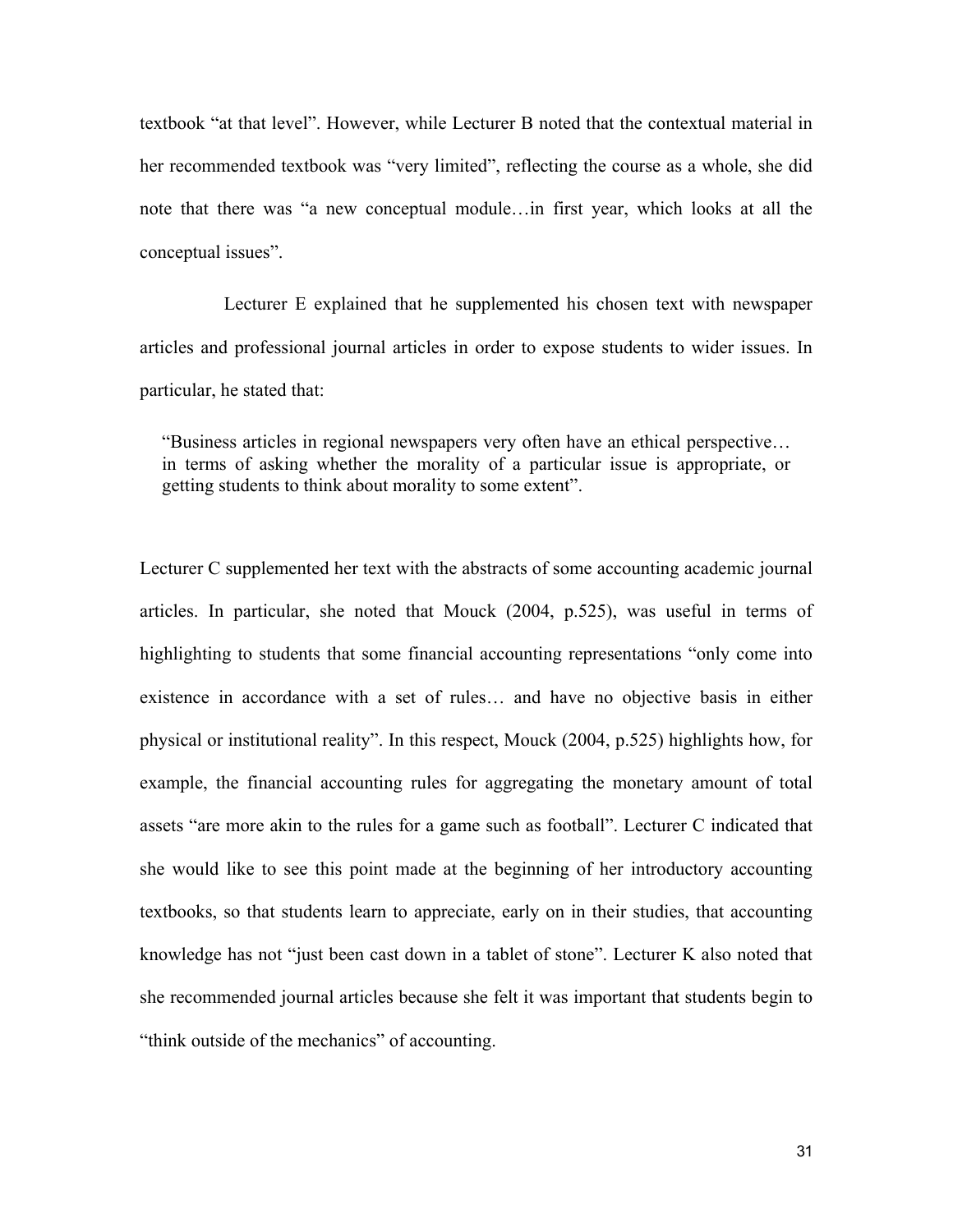textbook "at that level". However, while Lecturer B noted that the contextual material in her recommended textbook was "very limited", reflecting the course as a whole, she did note that there was "a new conceptual module…in first year, which looks at all the conceptual issues".

Lecturer E explained that he supplemented his chosen text with newspaper articles and professional journal articles in order to expose students to wider issues. In particular, he stated that:

> "Business articles in regional newspapers very often have an ethical perspective… in terms of asking whether the morality of a particular issue is appropriate, or getting students to think about morality to some extent".

Lecturer C supplemented her text with the abstracts of some accounting academic journal articles. In particular, she noted that Mouck (2004, p.525), was useful in terms of highlighting to students that some financial accounting representations "only come into existence in accordance with a set of rules… and have no objective basis in either physical or institutional reality". In this respect, Mouck (2004, p.525) highlights how, for example, the financial accounting rules for aggregating the monetary amount of total assets "are more akin to the rules for a game such as football". Lecturer C indicated that she would like to see this point made at the beginning of her introductory accounting textbooks, so that students learn to appreciate, early on in their studies, that accounting knowledge has not "just been cast down in a tablet of stone". Lecturer K also noted that she recommended journal articles because she felt it was important that students begin to "think outside of the mechanics" of accounting.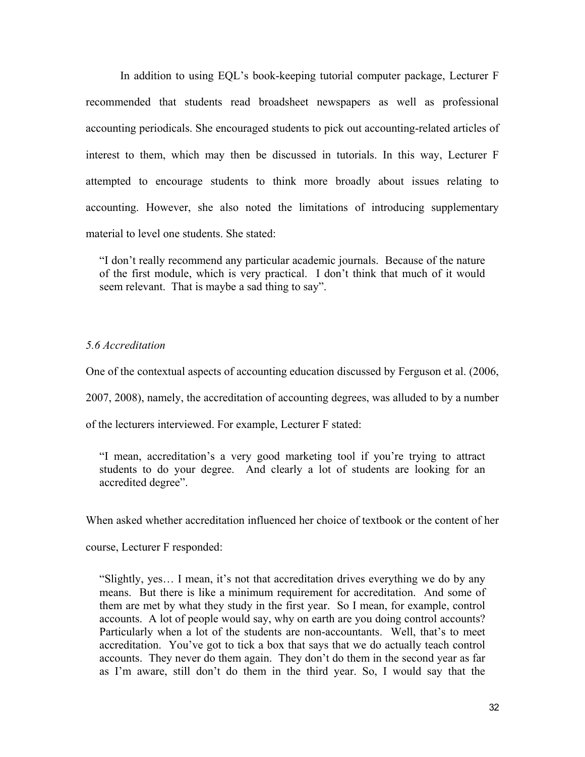In addition to using EQL's book-keeping tutorial computer package, Lecturer F recommended that students read broadsheet newspapers as well as professional accounting periodicals. She encouraged students to pick out accounting-related articles of interest to them, which may then be discussed in tutorials. In this way, Lecturer F attempted to encourage students to think more broadly about issues relating to accounting. However, she also noted the limitations of introducing supplementary material to level one students. She stated:

> "I don't really recommend any particular academic journals. Because of the nature of the first module, which is very practical. I don't think that much of it would seem relevant. That is maybe a sad thing to say".

### *5.6 Accreditation*

One of the contextual aspects of accounting education discussed by Ferguson et al. (2006, 2007, 2008), namely, the accreditation of accounting degrees, was alluded to by a number of the lecturers interviewed. For example, Lecturer F stated:

> "I mean, accreditation's a very good marketing tool if you're trying to attract students to do your degree. And clearly a lot of students are looking for an accredited degree".

When asked whether accreditation influenced her choice of textbook or the content of her course, Lecturer F responded:

> "Slightly, yes… I mean, it's not that accreditation drives everything we do by any means. But there is like a minimum requirement for accreditation. And some of them are met by what they study in the first year. So I mean, for example, control accounts. A lot of people would say, why on earth are you doing control accounts? Particularly when a lot of the students are non-accountants. Well, that's to meet accreditation. You've got to tick a box that says that we do actually teach control accounts. They never do them again. They don't do them in the second year as far as I'm aware, still don't do them in the third year. So, I would say that the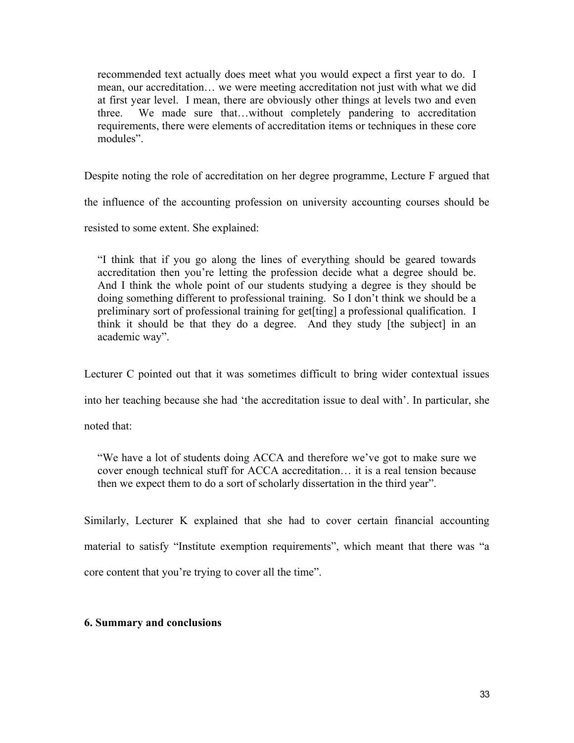> recommended text actually does meet what you would expect a first year to do. I mean, our accreditation… we were meeting accreditation not just with what we did at first year level. I mean, there are obviously other things at levels two and even three. We made sure that…without completely pandering to accreditation requirements, there were elements of accreditation items or techniques in these core modules".

Despite noting the role of accreditation on her degree programme, Lecture F argued that the influence of the accounting profession on university accounting courses should be resisted to some extent. She explained:

> "I think that if you go along the lines of everything should be geared towards accreditation then you're letting the profession decide what a degree should be. And I think the whole point of our students studying a degree is they should be doing something different to professional training. So I don't think we should be a preliminary sort of professional training for get[ting] a professional qualification. I think it should be that they do a degree. And they study [the subject] in an academic way".

Lecturer C pointed out that it was sometimes difficult to bring wider contextual issues into her teaching because she had 'the accreditation issue to deal with'. In particular, she noted that:

> "We have a lot of students doing ACCA and therefore we've got to make sure we cover enough technical stuff for ACCA accreditation… it is a real tension because then we expect them to do a sort of scholarly dissertation in the third year".

Similarly, Lecturer K explained that she had to cover certain financial accounting material to satisfy "Institute exemption requirements", which meant that there was "a core content that you're trying to cover all the time".

## 6. Summary and conclusions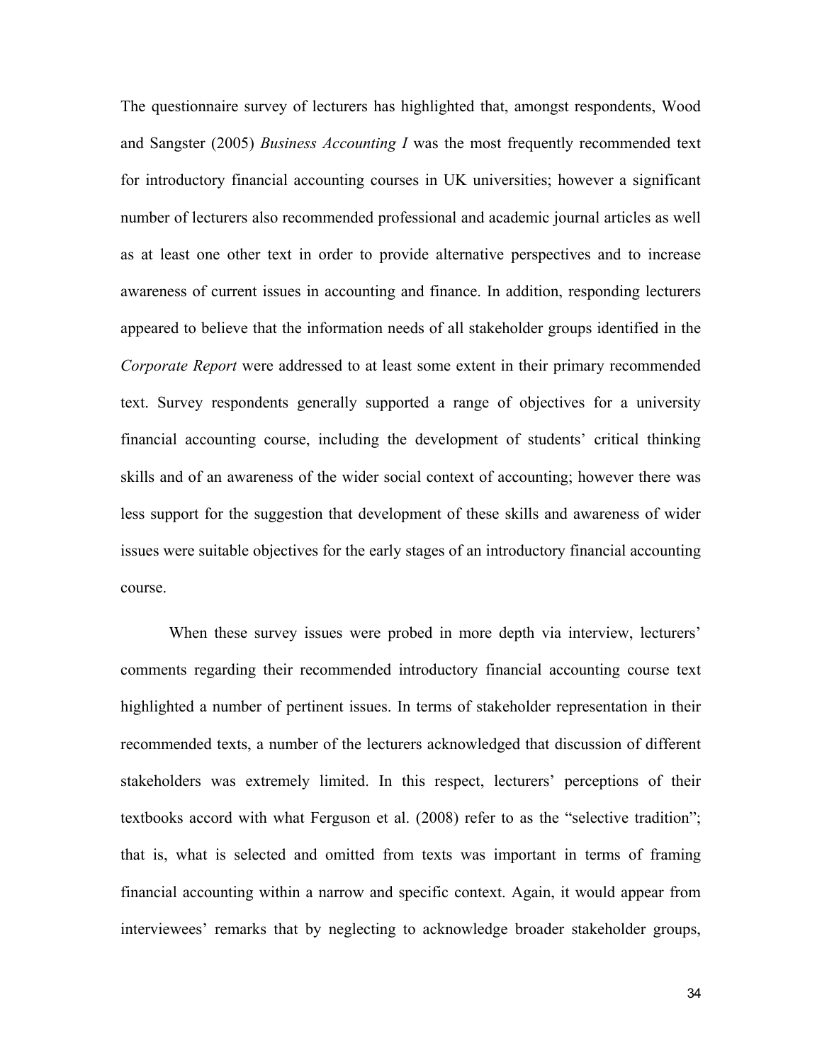The questionnaire survey of lecturers has highlighted that, amongst respondents, Wood and Sangster (2005) *Business Accounting I* was the most frequently recommended text for introductory financial accounting courses in UK universities; however a significant number of lecturers also recommended professional and academic journal articles as well as at least one other text in order to provide alternative perspectives and to increase awareness of current issues in accounting and finance. In addition, responding lecturers appeared to believe that the information needs of all stakeholder groups identified in the *Corporate Report* were addressed to at least some extent in their primary recommended text. Survey respondents generally supported a range of objectives for a university financial accounting course, including the development of students' critical thinking skills and of an awareness of the wider social context of accounting; however there was less support for the suggestion that development of these skills and awareness of wider issues were suitable objectives for the early stages of an introductory financial accounting course.

When these survey issues were probed in more depth via interview, lecturers' comments regarding their recommended introductory financial accounting course text highlighted a number of pertinent issues. In terms of stakeholder representation in their recommended texts, a number of the lecturers acknowledged that discussion of different stakeholders was extremely limited. In this respect, lecturers' perceptions of their textbooks accord with what Ferguson et al. (2008) refer to as the "selective tradition"; that is, what is selected and omitted from texts was important in terms of framing financial accounting within a narrow and specific context. Again, it would appear from interviewees' remarks that by neglecting to acknowledge broader stakeholder groups,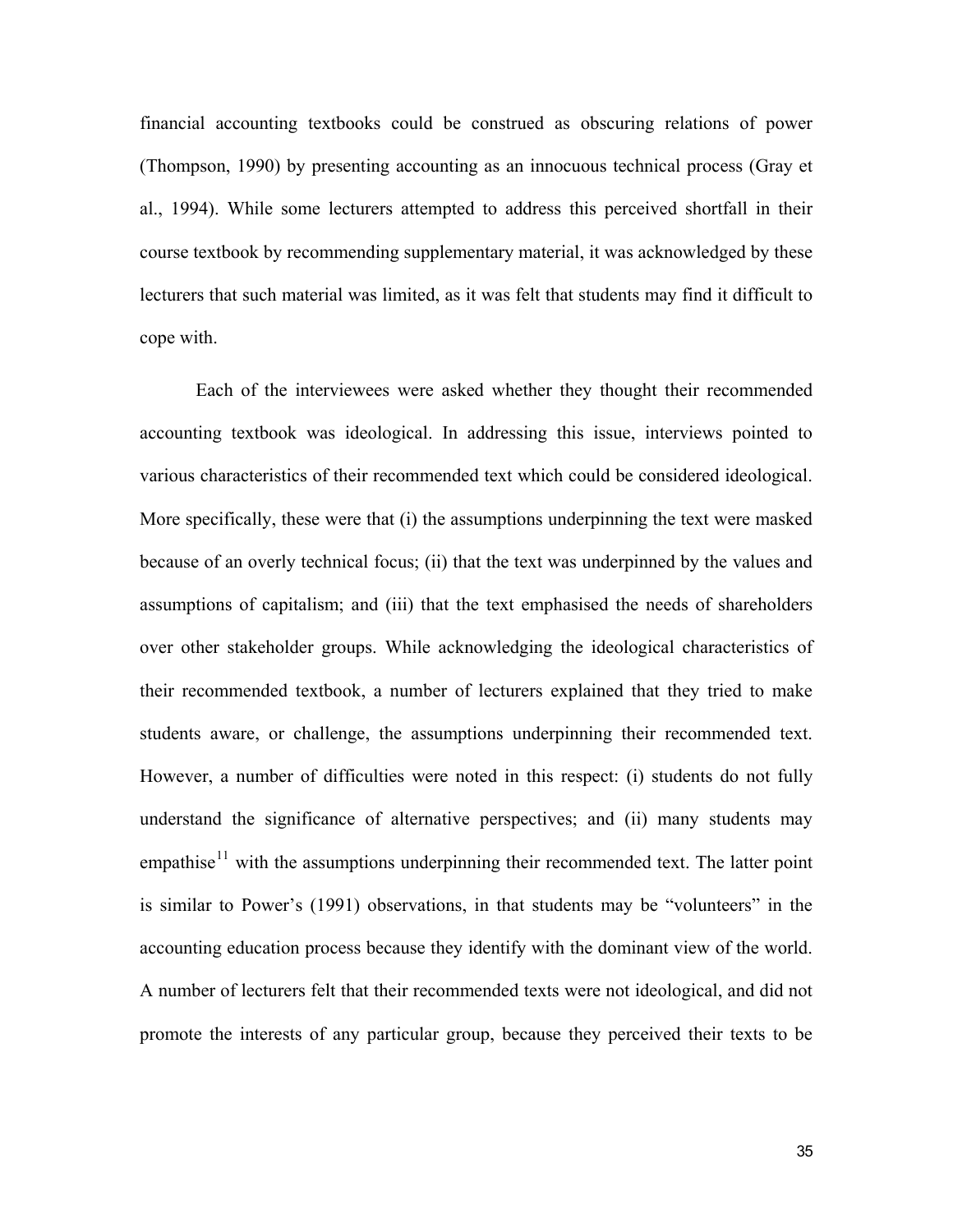financial accounting textbooks could be construed as obscuring relations of power (Thompson, 1990) by presenting accounting as an innocuous technical process (Gray et al., 1994). While some lecturers attempted to address this perceived shortfall in their course textbook by recommending supplementary material, it was acknowledged by these lecturers that such material was limited, as it was felt that students may find it difficult to cope with.

Each of the interviewees were asked whether they thought their recommended accounting textbook was ideological. In addressing this issue, interviews pointed to various characteristics of their recommended text which could be considered ideological. More specifically, these were that (i) the assumptions underpinning the text were masked because of an overly technical focus; (ii) that the text was underpinned by the values and assumptions of capitalism; and (iii) that the text emphasised the needs of shareholders over other stakeholder groups. While acknowledging the ideological characteristics of their recommended textbook, a number of lecturers explained that they tried to make students aware, or challenge, the assumptions underpinning their recommended text. However, a number of difficulties were noted in this respect: (i) students do not fully understand the significance of alternative perspectives; and (ii) many students may empathise[11] with the assumptions underpinning their recommended text. The latter point is similar to Power's (1991) observations, in that students may be "volunteers" in the accounting education process because they identify with the dominant view of the world. A number of lecturers felt that their recommended texts were not ideological, and did not promote the interests of any particular group, because they perceived their texts to be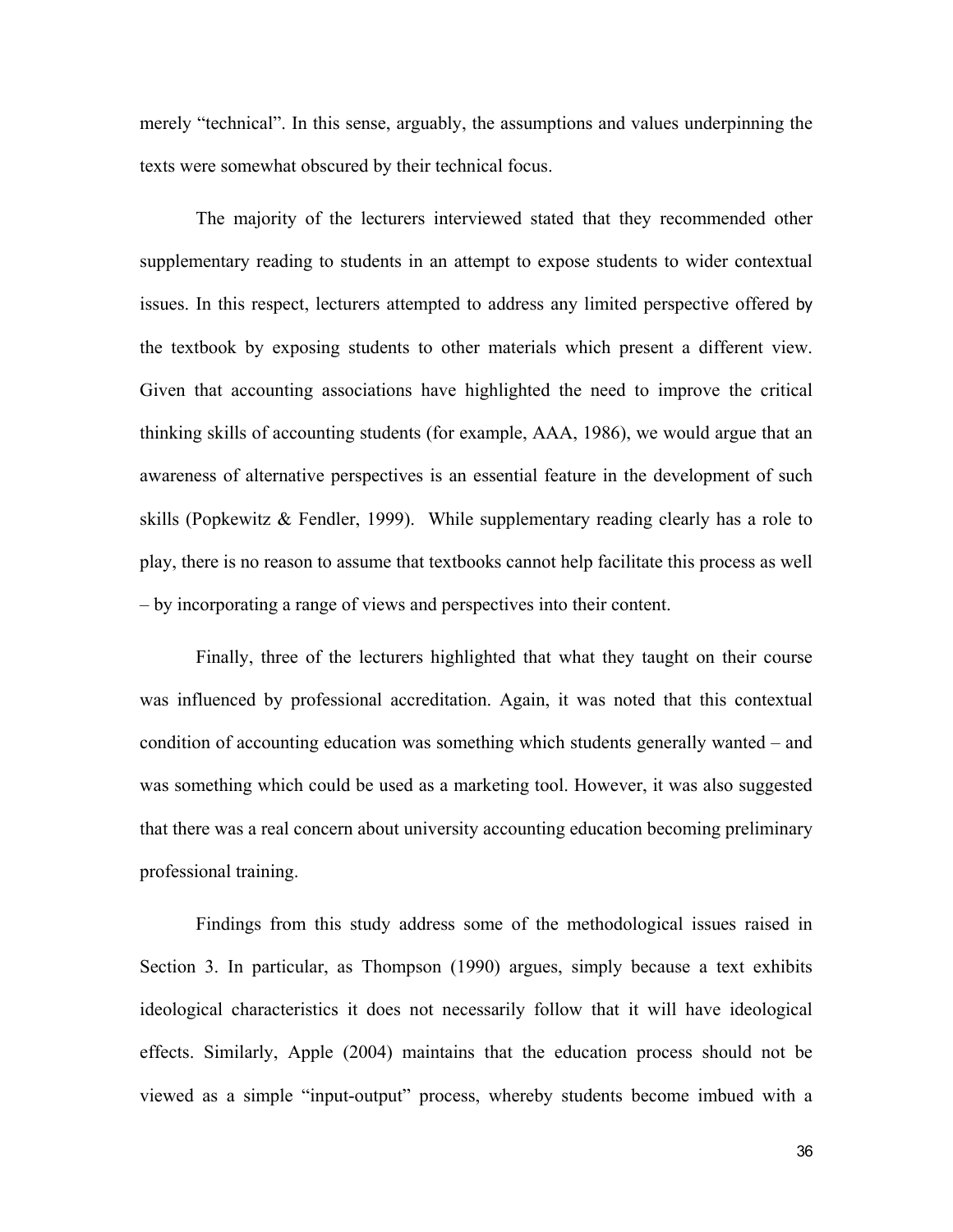merely "technical". In this sense, arguably, the assumptions and values underpinning the texts were somewhat obscured by their technical focus.

The majority of the lecturers interviewed stated that they recommended other supplementary reading to students in an attempt to expose students to wider contextual issues. In this respect, lecturers attempted to address any limited perspective offered by the textbook by exposing students to other materials which present a different view. Given that accounting associations have highlighted the need to improve the critical thinking skills of accounting students (for example, AAA, 1986), we would argue that an awareness of alternative perspectives is an essential feature in the development of such skills (Popkewitz & Fendler, 1999). While supplementary reading clearly has a role to play, there is no reason to assume that textbooks cannot help facilitate this process as well – by incorporating a range of views and perspectives into their content.

Finally, three of the lecturers highlighted that what they taught on their course was influenced by professional accreditation. Again, it was noted that this contextual condition of accounting education was something which students generally wanted – and was something which could be used as a marketing tool. However, it was also suggested that there was a real concern about university accounting education becoming preliminary professional training.

Findings from this study address some of the methodological issues raised in Section 3. In particular, as Thompson (1990) argues, simply because a text exhibits ideological characteristics it does not necessarily follow that it will have ideological effects. Similarly, Apple (2004) maintains that the education process should not be viewed as a simple "input-output" process, whereby students become imbued with a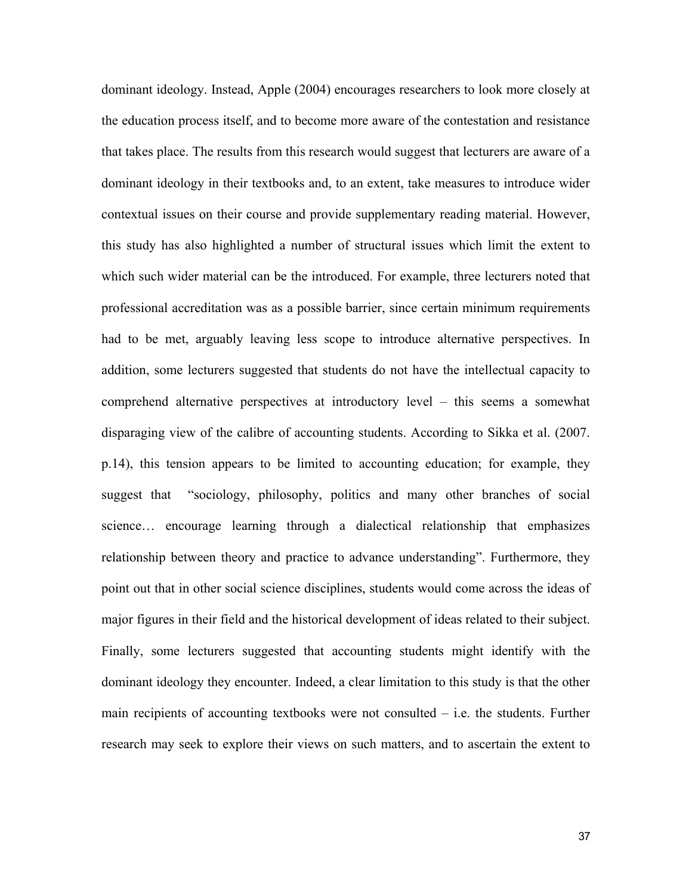dominant ideology. Instead, Apple (2004) encourages researchers to look more closely at the education process itself, and to become more aware of the contestation and resistance that takes place. The results from this research would suggest that lecturers are aware of a dominant ideology in their textbooks and, to an extent, take measures to introduce wider contextual issues on their course and provide supplementary reading material. However, this study has also highlighted a number of structural issues which limit the extent to which such wider material can be the introduced. For example, three lecturers noted that professional accreditation was as a possible barrier, since certain minimum requirements had to be met, arguably leaving less scope to introduce alternative perspectives. In addition, some lecturers suggested that students do not have the intellectual capacity to comprehend alternative perspectives at introductory level – this seems a somewhat disparaging view of the calibre of accounting students. According to Sikka et al. (2007. p.14), this tension appears to be limited to accounting education; for example, they suggest that "sociology, philosophy, politics and many other branches of social science… encourage learning through a dialectical relationship that emphasizes relationship between theory and practice to advance understanding". Furthermore, they point out that in other social science disciplines, students would come across the ideas of major figures in their field and the historical development of ideas related to their subject. Finally, some lecturers suggested that accounting students might identify with the dominant ideology they encounter. Indeed, a clear limitation to this study is that the other main recipients of accounting textbooks were not consulted – i.e. the students. Further research may seek to explore their views on such matters, and to ascertain the extent to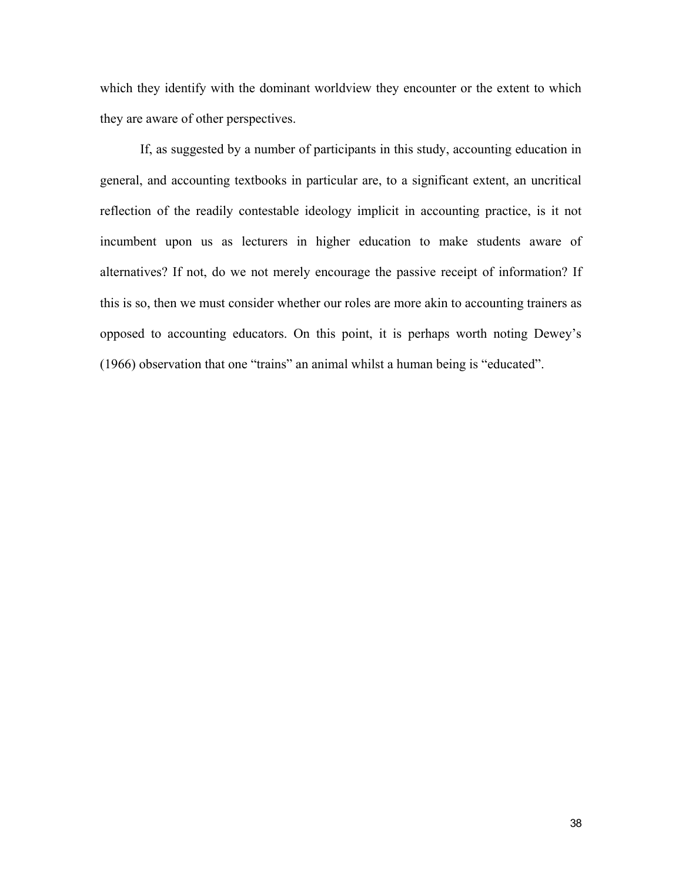which they identify with the dominant worldview they encounter or the extent to which they are aware of other perspectives.

If, as suggested by a number of participants in this study, accounting education in general, and accounting textbooks in particular are, to a significant extent, an uncritical reflection of the readily contestable ideology implicit in accounting practice, is it not incumbent upon us as lecturers in higher education to make students aware of alternatives? If not, do we not merely encourage the passive receipt of information? If this is so, then we must consider whether our roles are more akin to accounting trainers as opposed to accounting educators. On this point, it is perhaps worth noting Dewey's (1966) observation that one "trains" an animal whilst a human being is "educated".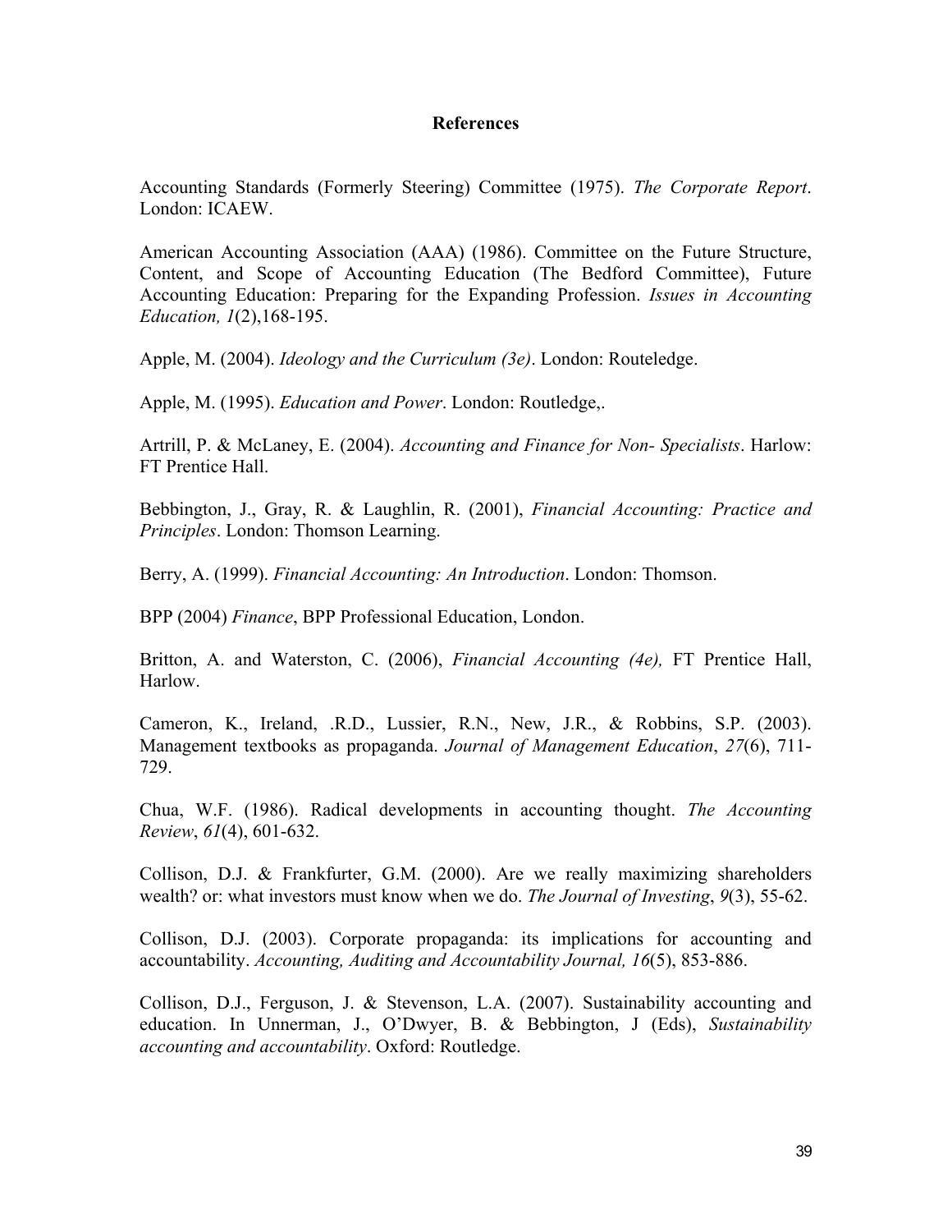## References

Accounting Standards (Formerly Steering) Committee (1975). *The Corporate Report*. London: ICAEW.

American Accounting Association (AAA) (1986). Committee on the Future Structure, Content, and Scope of Accounting Education (The Bedford Committee), Future Accounting Education: Preparing for the Expanding Profession. *Issues in Accounting Education, 1*(2),168-195.

Apple, M. (2004). *Ideology and the Curriculum (3e)*. London: Routeledge.

Apple, M. (1995). *Education and Power*. London: Routledge,.

Artrill, P. & McLaney, E. (2004). *Accounting and Finance for Non- Specialists*. Harlow: FT Prentice Hall.

Bebbington, J., Gray, R. & Laughlin, R. (2001), *Financial Accounting: Practice and Principles*. London: Thomson Learning.

Berry, A. (1999). *Financial Accounting: An Introduction*. London: Thomson.

BPP (2004) *Finance*, BPP Professional Education, London.

Britton, A. and Waterston, C. (2006), *Financial Accounting (4e),* FT Prentice Hall, Harlow.

Cameron, K., Ireland, .R.D., Lussier, R.N., New, J.R., & Robbins, S.P. (2003). Management textbooks as propaganda. *Journal of Management Education*, *27*(6), 711-729.

Chua, W.F. (1986). Radical developments in accounting thought. *The Accounting Review*, *61*(4), 601-632.

Collison, D.J. & Frankfurter, G.M. (2000). Are we really maximizing shareholders wealth? or: what investors must know when we do. *The Journal of Investing*, *9*(3), 55-62.

Collison, D.J. (2003). Corporate propaganda: its implications for accounting and accountability. *Accounting, Auditing and Accountability Journal, 16*(5), 853-886.

Collison, D.J., Ferguson, J. & Stevenson, L.A. (2007). Sustainability accounting and education. In Unnerman, J., O'Dwyer, B. & Bebbington, J (Eds), *Sustainability accounting and accountability*. Oxford: Routledge.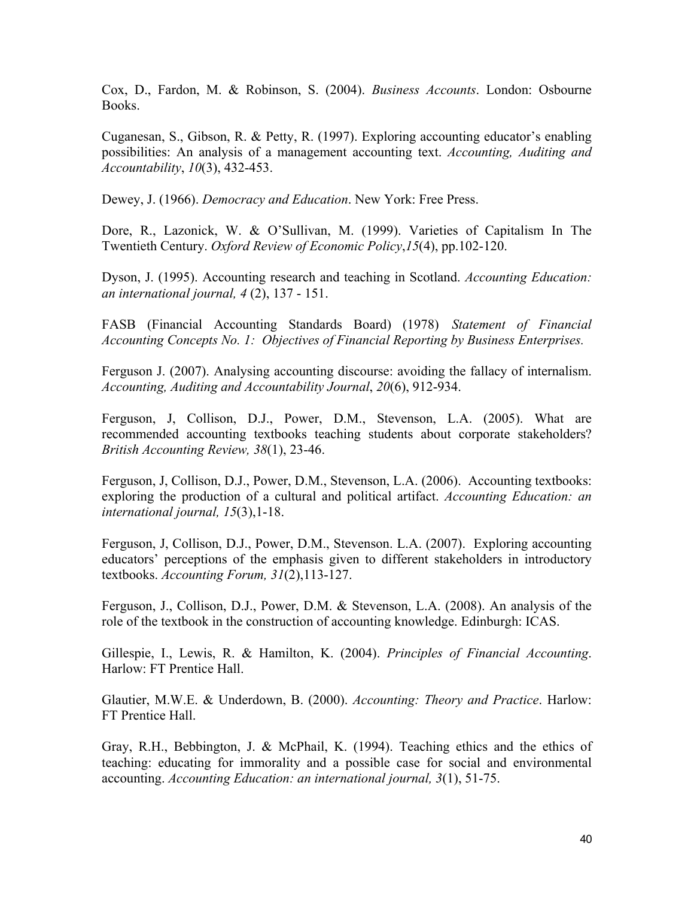Cox, D., Fardon, M. & Robinson, S. (2004). *Business Accounts*. London: Osbourne Books.

Cuganesan, S., Gibson, R. & Petty, R. (1997). Exploring accounting educator's enabling possibilities: An analysis of a management accounting text. *Accounting, Auditing and Accountability*, *10*(3), 432-453.

Dewey, J. (1966). *Democracy and Education*. New York: Free Press.

Dore, R., Lazonick, W. & O'Sullivan, M. (1999). Varieties of Capitalism In The Twentieth Century. *Oxford Review of Economic Policy*,*15*(4), pp.102-120.

Dyson, J. (1995). Accounting research and teaching in Scotland. *Accounting Education: an international journal, 4* (2), 137 - 151.

FASB (Financial Accounting Standards Board) (1978) *Statement of Financial Accounting Concepts No. 1: Objectives of Financial Reporting by Business Enterprises.*

Ferguson J. (2007). Analysing accounting discourse: avoiding the fallacy of internalism. *Accounting, Auditing and Accountability Journal*, *20*(6), 912-934.

Ferguson, J, Collison, D.J., Power, D.M., Stevenson, L.A. (2005). What are recommended accounting textbooks teaching students about corporate stakeholders? *British Accounting Review, 38*(1), 23-46.

Ferguson, J, Collison, D.J., Power, D.M., Stevenson, L.A. (2006). Accounting textbooks: exploring the production of a cultural and political artifact. *Accounting Education: an international journal, 15*(3),1-18.

Ferguson, J, Collison, D.J., Power, D.M., Stevenson. L.A. (2007). Exploring accounting educators' perceptions of the emphasis given to different stakeholders in introductory textbooks. *Accounting Forum, 31*(2),113-127.

Ferguson, J., Collison, D.J., Power, D.M. & Stevenson, L.A. (2008). An analysis of the role of the textbook in the construction of accounting knowledge. Edinburgh: ICAS.

Gillespie, I., Lewis, R. & Hamilton, K. (2004). *Principles of Financial Accounting*. Harlow: FT Prentice Hall.

Glautier, M.W.E. & Underdown, B. (2000). *Accounting: Theory and Practice*. Harlow: FT Prentice Hall.

Gray, R.H., Bebbington, J. & McPhail, K. (1994). Teaching ethics and the ethics of teaching: educating for immorality and a possible case for social and environmental accounting. *Accounting Education: an international journal, 3*(1), 51-75.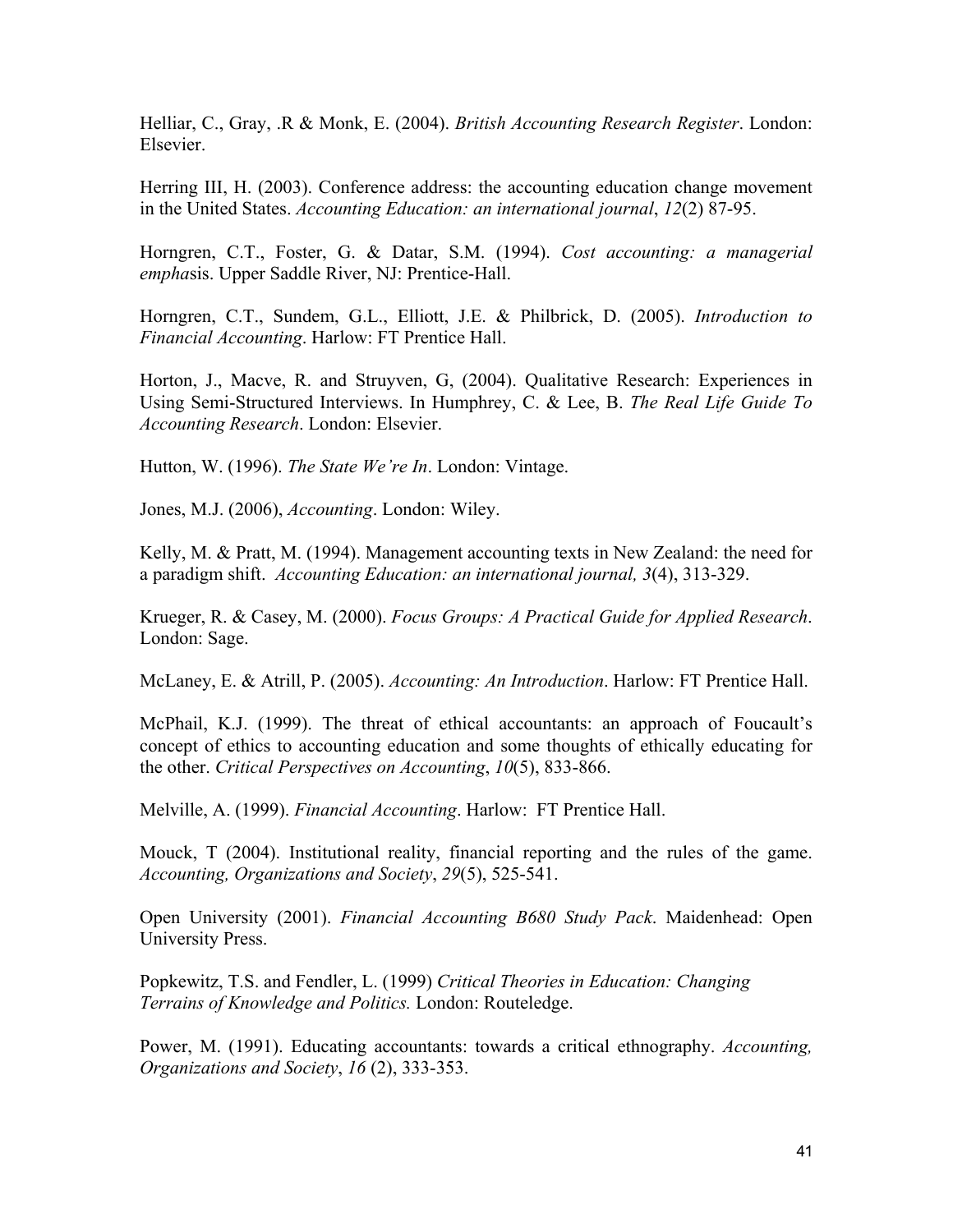Helliar, C., Gray, .R & Monk, E. (2004). *British Accounting Research Register*. London: Elsevier.

Herring III, H. (2003). Conference address: the accounting education change movement in the United States. *Accounting Education: an international journal*, *12*(2) 87-95.

Horngren, C.T., Foster, G. & Datar, S.M. (1994). *Cost accounting: a managerial empha*sis. Upper Saddle River, NJ: Prentice-Hall.

Horngren, C.T., Sundem, G.L., Elliott, J.E. & Philbrick, D. (2005). *Introduction to Financial Accounting*. Harlow: FT Prentice Hall.

Horton, J., Macve, R. and Struyven, G, (2004). Qualitative Research: Experiences in Using Semi-Structured Interviews. In Humphrey, C. & Lee, B. *The Real Life Guide To Accounting Research*. London: Elsevier.

Hutton, W. (1996). *The State We're In*. London: Vintage.

Jones, M.J. (2006), *Accounting*. London: Wiley.

Kelly, M. & Pratt, M. (1994). Management accounting texts in New Zealand: the need for a paradigm shift. *Accounting Education: an international journal, 3*(4), 313-329.

Krueger, R. & Casey, M. (2000). *Focus Groups: A Practical Guide for Applied Research*. London: Sage.

McLaney, E. & Atrill, P. (2005). *Accounting: An Introduction*. Harlow: FT Prentice Hall.

McPhail, K.J. (1999). The threat of ethical accountants: an approach of Foucault's concept of ethics to accounting education and some thoughts of ethically educating for the other. *Critical Perspectives on Accounting*, *10*(5), 833-866.

Melville, A. (1999). *Financial Accounting*. Harlow: FT Prentice Hall.

Mouck, T (2004). Institutional reality, financial reporting and the rules of the game. *Accounting, Organizations and Society*, *29*(5), 525-541.

Open University (2001). *Financial Accounting B680 Study Pack*. Maidenhead: Open University Press.

Popkewitz, T.S. and Fendler, L. (1999) *Critical Theories in Education: Changing Terrains of Knowledge and Politics.* London: Routeledge.

Power, M. (1991). Educating accountants: towards a critical ethnography. *Accounting, Organizations and Society*, *16* (2), 333-353.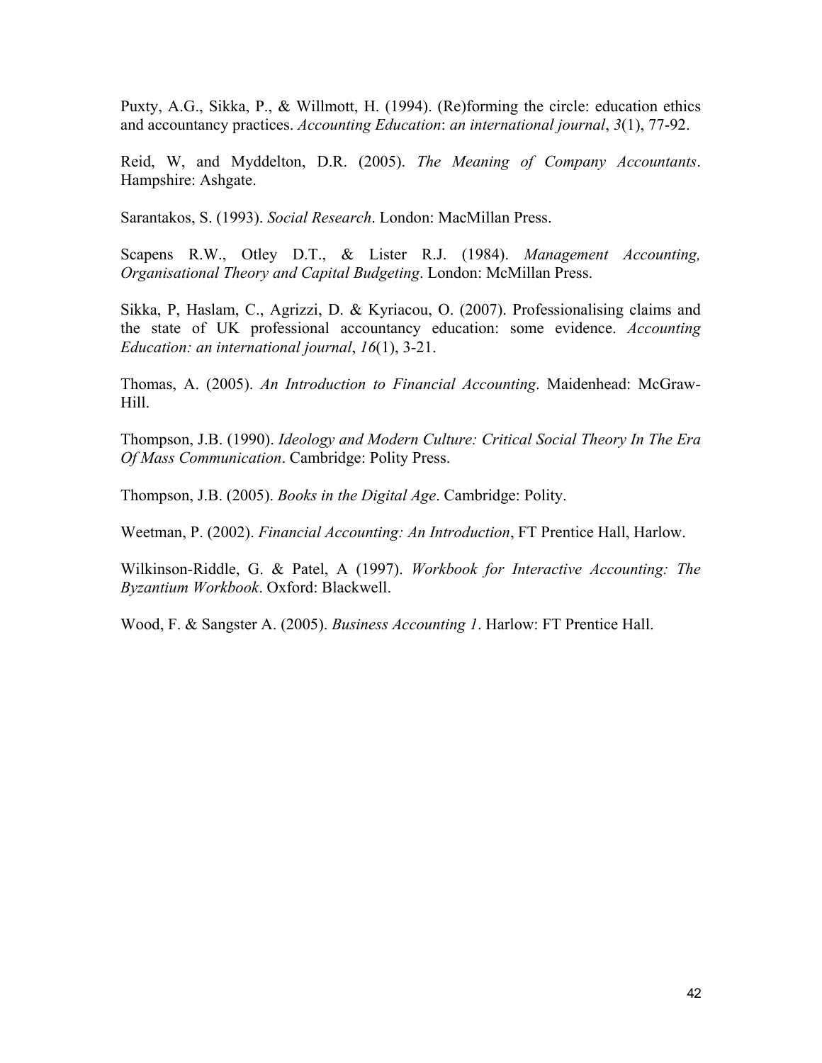Puxty, A.G., Sikka, P., & Willmott, H. (1994). (Re)forming the circle: education ethics and accountancy practices. *Accounting Education*: *an international journal*, *3*(1), 77-92.

Reid, W, and Myddelton, D.R. (2005). *The Meaning of Company Accountants*. Hampshire: Ashgate.

Sarantakos, S. (1993). *Social Research*. London: MacMillan Press.

Scapens R.W., Otley D.T., & Lister R.J. (1984). *Management Accounting, Organisational Theory and Capital Budgeting*. London: McMillan Press.

Sikka, P, Haslam, C., Agrizzi, D. & Kyriacou, O. (2007). Professionalising claims and the state of UK professional accountancy education: some evidence. *Accounting Education: an international journal*, *16*(1), 3-21.

Thomas, A. (2005). *An Introduction to Financial Accounting*. Maidenhead: McGraw-Hill.

Thompson, J.B. (1990). *Ideology and Modern Culture: Critical Social Theory In The Era Of Mass Communication*. Cambridge: Polity Press.

Thompson, J.B. (2005). *Books in the Digital Age*. Cambridge: Polity.

Weetman, P. (2002). *Financial Accounting: An Introduction*, FT Prentice Hall, Harlow.

Wilkinson-Riddle, G. & Patel, A (1997). *Workbook for Interactive Accounting: The Byzantium Workbook*. Oxford: Blackwell.

Wood, F. & Sangster A. (2005). *Business Accounting 1*. Harlow: FT Prentice Hall.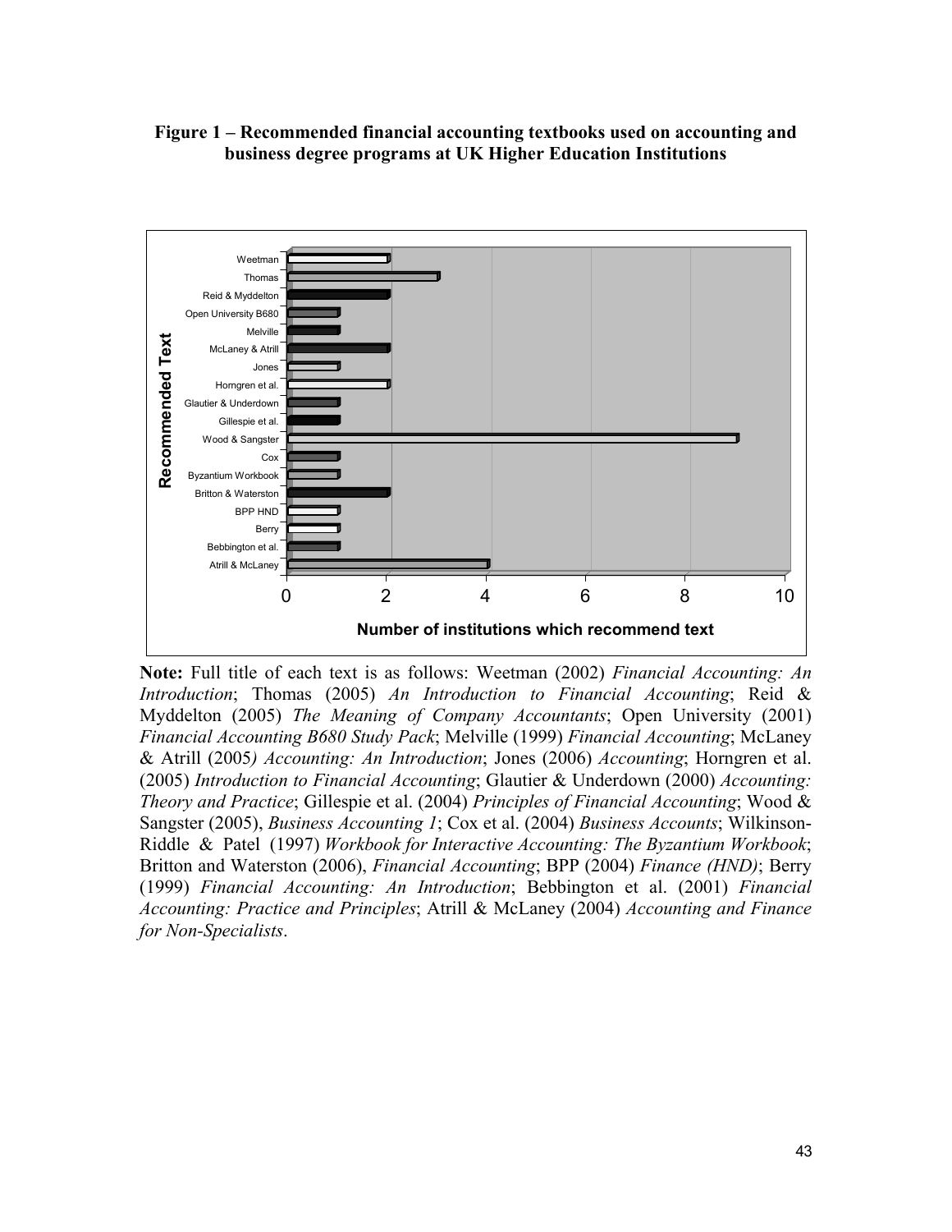**Figure 1 – Recommended financial accounting textbooks used on accounting and business degree programs at UK Higher Education Institutions**

**Note:** Full title of each text is as follows: Weetman (2002) *Financial Accounting: An Introduction*; Thomas (2005) *An Introduction to Financial Accounting*; Reid & Myddelton (2005) *The Meaning of Company Accountants*; Open University (2001) *Financial Accounting B680 Study Pack*; Melville (1999) *Financial Accounting*; McLaney & Atrill (2005*) Accounting: An Introduction*; Jones (2006) *Accounting*; Horngren et al. (2005) *Introduction to Financial Accounting*; Glautier & Underdown (2000) *Accounting: Theory and Practice*; Gillespie et al. (2004) *Principles of Financial Accounting*; Wood & Sangster (2005), *Business Accounting 1*; Cox et al. (2004) *Business Accounts*; Wilkinson-Riddle & Patel (1997) *Workbook for Interactive Accounting: The Byzantium Workbook*; Britton and Waterston (2006), *Financial Accounting*; BPP (2004) *Finance (HND)*; Berry (1999) *Financial Accounting: An Introduction*; Bebbington et al. (2001) *Financial Accounting: Practice and Principles*; Atrill & McLaney (2004) *Accounting and Finance for Non-Specialists*.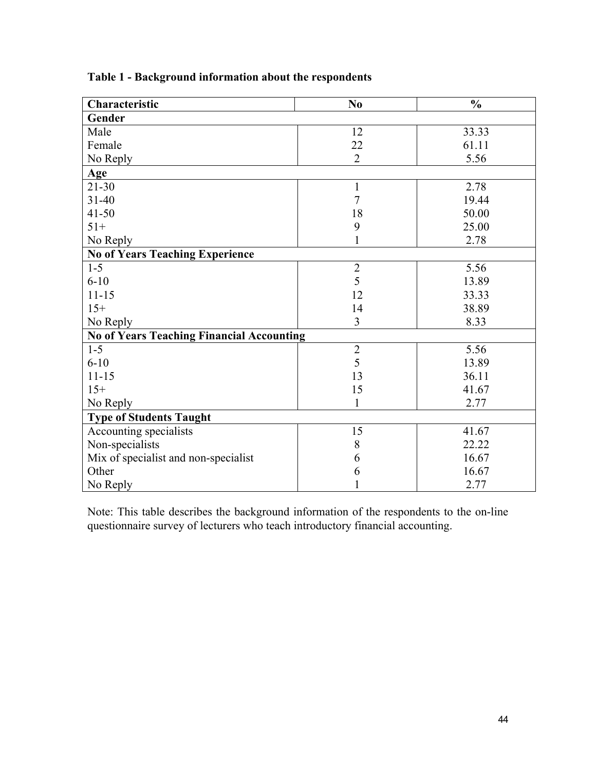**Table 1 - Background information about the respondents**

| Characteristic | No | % |
|---|---|---|
| **Gender** | | |
| Male | 12 | 33.33 |
| Female | 22 | 61.11 |
| No Reply | 2 | 5.56 |
| **Age** | | |
| 21-30 | 1 | 2.78 |
| 31-40 | 7 | 19.44 |
| 41-50 | 18 | 50.00 |
| 51+ | 9 | 25.00 |
| No Reply | 1 | 2.78 |
| **No of Years Teaching Experience** | | |
| 1-5 | 2 | 5.56 |
| 6-10 | 5 | 13.89 |
| 11-15 | 12 | 33.33 |
| 15+ | 14 | 38.89 |
| No Reply | 3 | 8.33 |
| **No of Years Teaching Financial Accounting** | | |
| 1-5 | 2 | 5.56 |
| 6-10 | 5 | 13.89 |
| 11-15 | 13 | 36.11 |
| 15+ | 15 | 41.67 |
| No Reply | 1 | 2.77 |
| **Type of Students Taught** | | |
| Accounting specialists | 15 | 41.67 |
| Non-specialists | 8 | 22.22 |
| Mix of specialist and non-specialist | 6 | 16.67 |
| Other | 6 | 16.67 |
| No Reply | 1 | 2.77 |

Note: This table describes the background information of the respondents to the on-line questionnaire survey of lecturers who teach introductory financial accounting.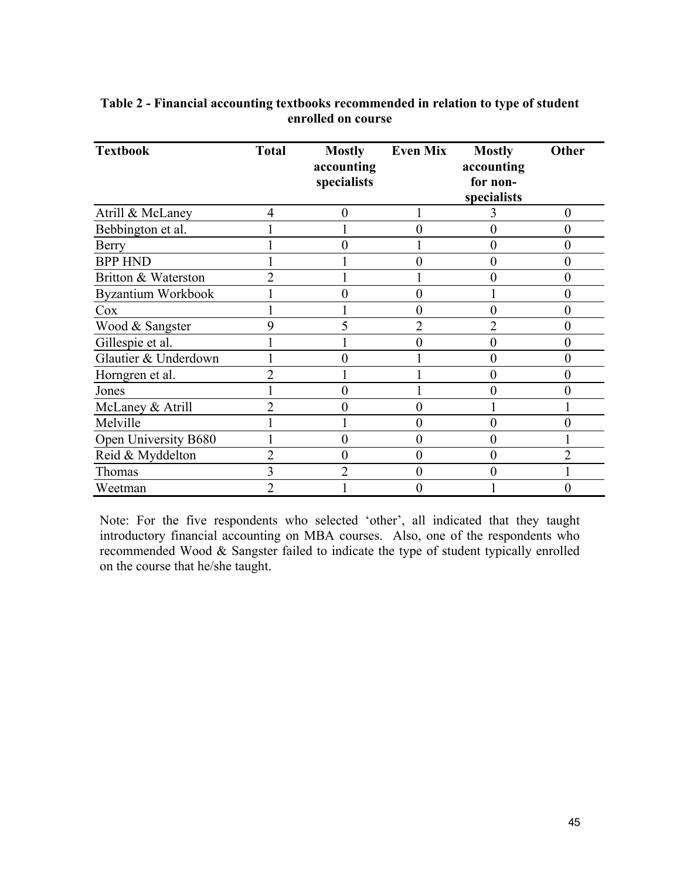**Table 2 - Financial accounting textbooks recommended in relation to type of student enrolled on course**

| Textbook | Total | Mostly accounting specialists | Even Mix | Mostly accounting for non-specialists | Other |
|---|---|---|---|---|---|
| Atrill & McLaney | 4 | 0 | 1 | 3 | 0 |
| Bebbington et al. | 1 | 1 | 0 | 0 | 0 |
| Berry | 1 | 0 | 1 | 0 | 0 |
| BPP HND | 1 | 1 | 0 | 0 | 0 |
| Britton & Waterston | 2 | 1 | 1 | 0 | 0 |
| Byzantium Workbook | 1 | 0 | 0 | 1 | 0 |
| Cox | 1 | 1 | 0 | 0 | 0 |
| Wood & Sangster | 9 | 5 | 2 | 2 | 0 |
| Gillespie et al. | 1 | 1 | 0 | 0 | 0 |
| Glautier & Underdown | 1 | 0 | 1 | 0 | 0 |
| Horngren et al. | 2 | 1 | 1 | 0 | 0 |
| Jones | 1 | 0 | 1 | 0 | 0 |
| McLaney & Atrill | 2 | 0 | 0 | 1 | 1 |
| Melville | 1 | 1 | 0 | 0 | 0 |
| Open University B680 | 1 | 0 | 0 | 0 | 1 |
| Reid & Myddelton | 2 | 0 | 0 | 0 | 2 |
| Thomas | 3 | 2 | 0 | 0 | 1 |
| Weetman | 2 | 1 | 0 | 1 | 0 |

Note: For the five respondents who selected 'other', all indicated that they taught introductory financial accounting on MBA courses. Also, one of the respondents who recommended Wood & Sangster failed to indicate the type of student typically enrolled on the course that he/she taught.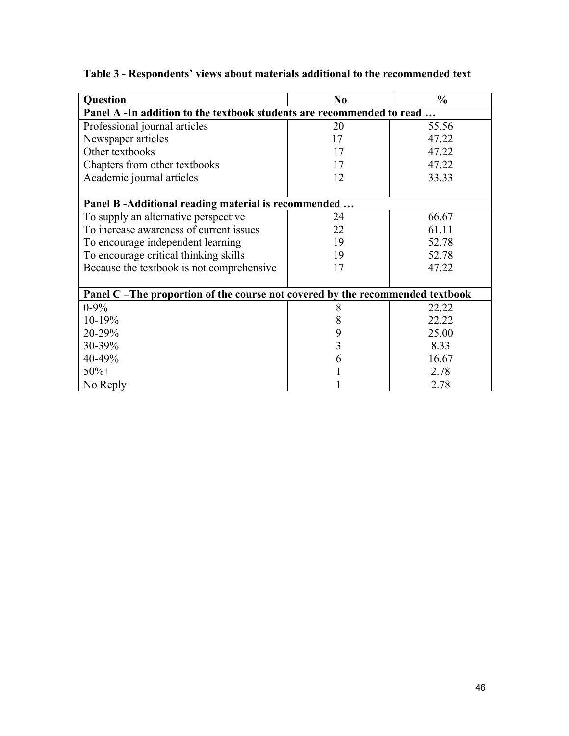**Table 3 - Respondents' views about materials additional to the recommended text**

| Question | No | % |
|---|---|---|
| **Panel A -In addition to the textbook students are recommended to read …** | | |
| Professional journal articles | 20 | 55.56 |
| Newspaper articles | 17 | 47.22 |
| Other textbooks | 17 | 47.22 |
| Chapters from other textbooks | 17 | 47.22 |
| Academic journal articles | 12 | 33.33 |
| **Panel B -Additional reading material is recommended …** | | |
| To supply an alternative perspective | 24 | 66.67 |
| To increase awareness of current issues | 22 | 61.11 |
| To encourage independent learning | 19 | 52.78 |
| To encourage critical thinking skills | 19 | 52.78 |
| Because the textbook is not comprehensive | 17 | 47.22 |
| **Panel C –The proportion of the course not covered by the recommended textbook** | | |
| 0-9% | 8 | 22.22 |
| 10-19% | 8 | 22.22 |
| 20-29% | 9 | 25.00 |
| 30-39% | 3 | 8.33 |
| 40-49% | 6 | 16.67 |
| 50%+ | 1 | 2.78 |
| No Reply | 1 | 2.78 |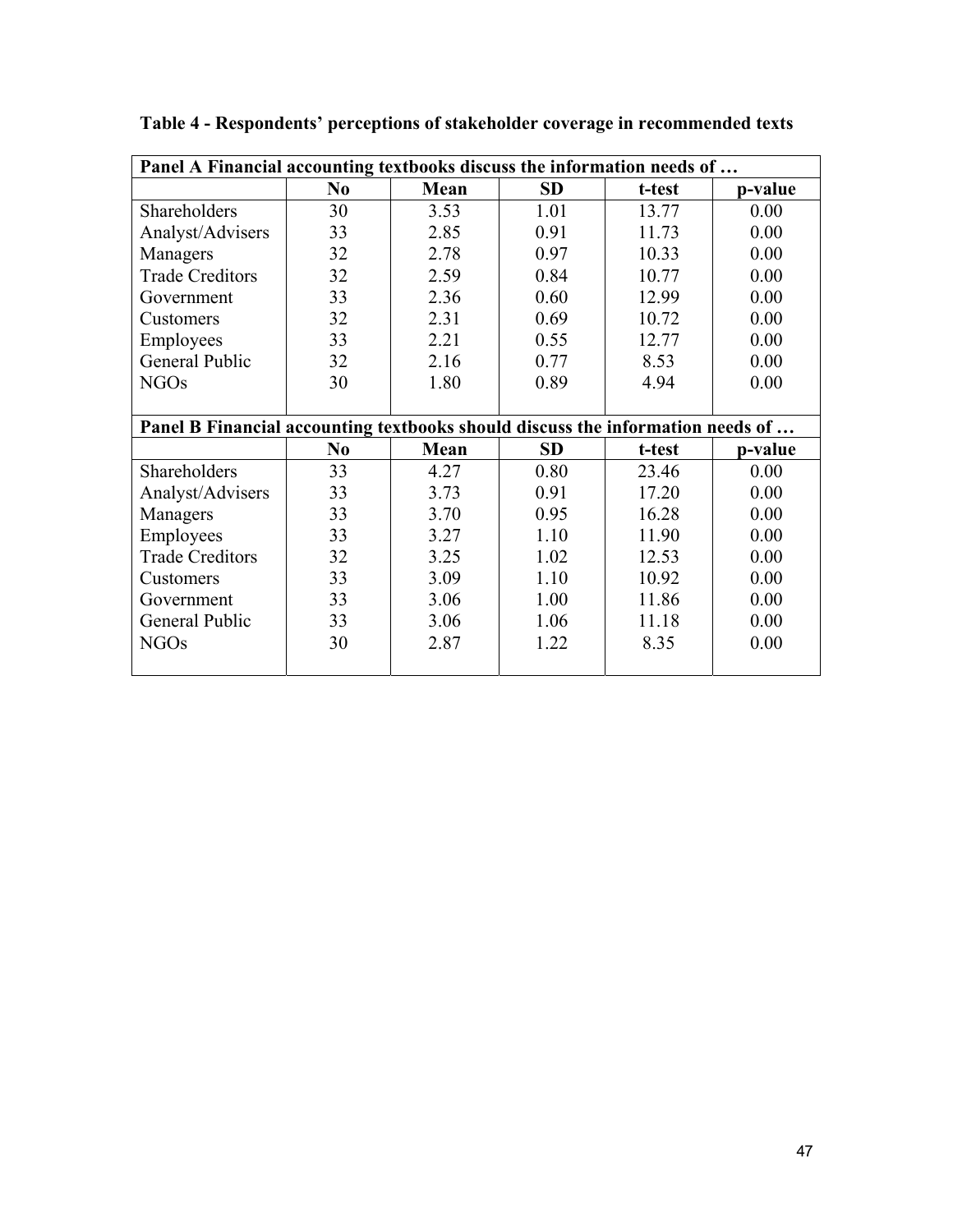**Table 4 - Respondents' perceptions of stakeholder coverage in recommended texts**

| Panel A Financial accounting textbooks discuss the information needs of … | | | | | |
|---|---|---|---|---|---|
| | **No** | **Mean** | **SD** | **t-test** | **p-value** |
| Shareholders | 30 | 3.53 | 1.01 | 13.77 | 0.00 |
| Analyst/Advisers | 33 | 2.85 | 0.91 | 11.73 | 0.00 |
| Managers | 32 | 2.78 | 0.97 | 10.33 | 0.00 |
| Trade Creditors | 32 | 2.59 | 0.84 | 10.77 | 0.00 |
| Government | 33 | 2.36 | 0.60 | 12.99 | 0.00 |
| Customers | 32 | 2.31 | 0.69 | 10.72 | 0.00 |
| Employees | 33 | 2.21 | 0.55 | 12.77 | 0.00 |
| General Public | 32 | 2.16 | 0.77 | 8.53 | 0.00 |
| NGOs | 30 | 1.80 | 0.89 | 4.94 | 0.00 |
| **Panel B Financial accounting textbooks should discuss the information needs of …** | | | | | |
| | **No** | **Mean** | **SD** | **t-test** | **p-value** |
| Shareholders | 33 | 4.27 | 0.80 | 23.46 | 0.00 |
| Analyst/Advisers | 33 | 3.73 | 0.91 | 17.20 | 0.00 |
| Managers | 33 | 3.70 | 0.95 | 16.28 | 0.00 |
| Employees | 33 | 3.27 | 1.10 | 11.90 | 0.00 |
| Trade Creditors | 32 | 3.25 | 1.02 | 12.53 | 0.00 |
| Customers | 33 | 3.09 | 1.10 | 10.92 | 0.00 |
| Government | 33 | 3.06 | 1.00 | 11.86 | 0.00 |
| General Public | 33 | 3.06 | 1.06 | 11.18 | 0.00 |
| NGOs | 30 | 2.87 | 1.22 | 8.35 | 0.00 |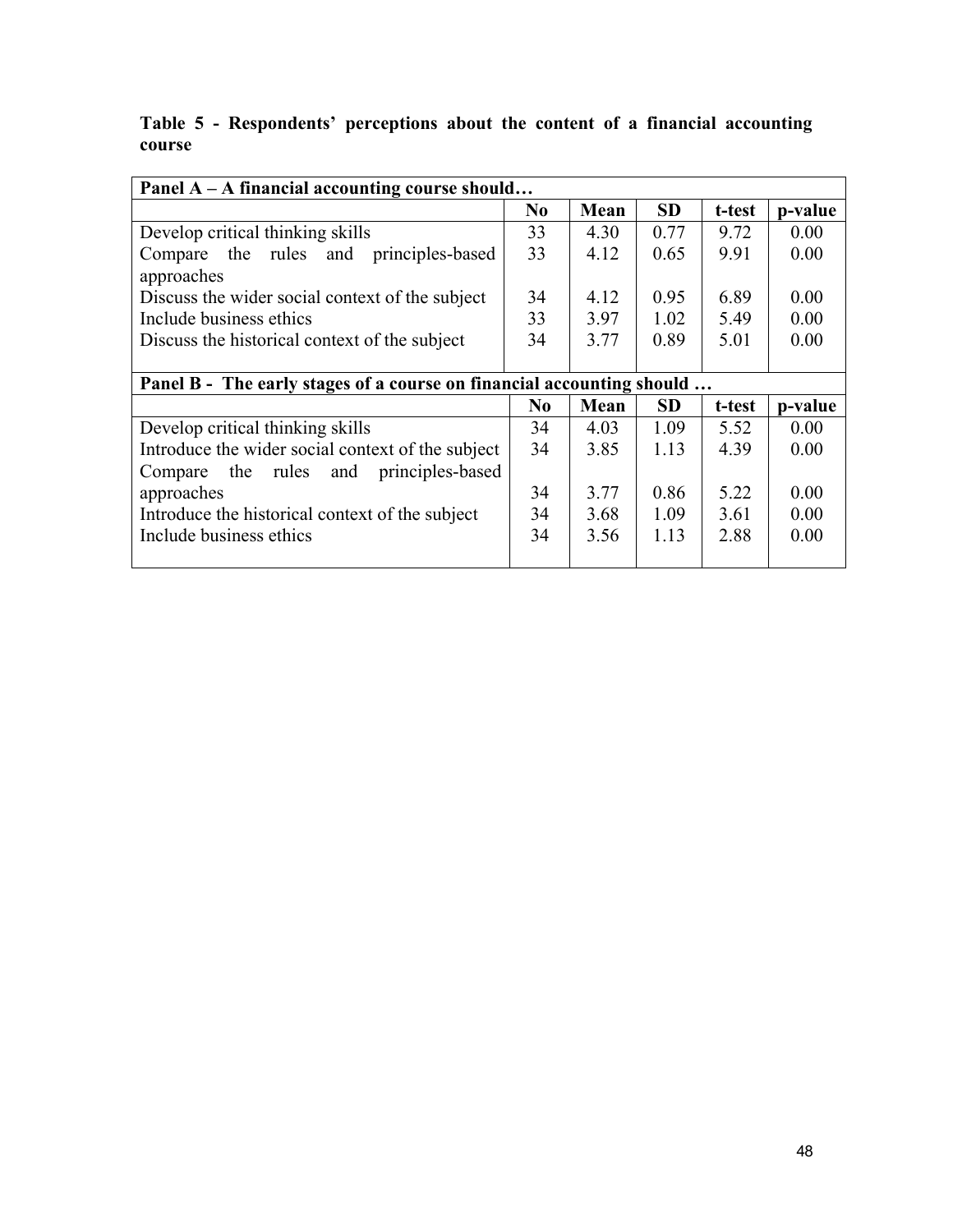**Table 5 - Respondents' perceptions about the content of a financial accounting course**

| Panel A – A financial accounting course should… | | | | | |
|---|---|---|---|---|---|
| | **No** | **Mean** | **SD** | **t-test** | **p-value** |
| Develop critical thinking skills | 33 | 4.30 | 0.77 | 9.72 | 0.00 |
| Compare the rules and principles-based approaches | 33 | 4.12 | 0.65 | 9.91 | 0.00 |
| Discuss the wider social context of the subject | 34 | 4.12 | 0.95 | 6.89 | 0.00 |
| Include business ethics | 33 | 3.97 | 1.02 | 5.49 | 0.00 |
| Discuss the historical context of the subject | 34 | 3.77 | 0.89 | 5.01 | 0.00 |
| **Panel B - The early stages of a course on financial accounting should …** | | | | | |
| | **No** | **Mean** | **SD** | **t-test** | **p-value** |
| Develop critical thinking skills | 34 | 4.03 | 1.09 | 5.52 | 0.00 |
| Introduce the wider social context of the subject | 34 | 3.85 | 1.13 | 4.39 | 0.00 |
| Compare the rules and principles-based approaches | 34 | 3.77 | 0.86 | 5.22 | 0.00 |
| Introduce the historical context of the subject | 34 | 3.68 | 1.09 | 3.61 | 0.00 |
| Include business ethics | 34 | 3.56 | 1.13 | 2.88 | 0.00 |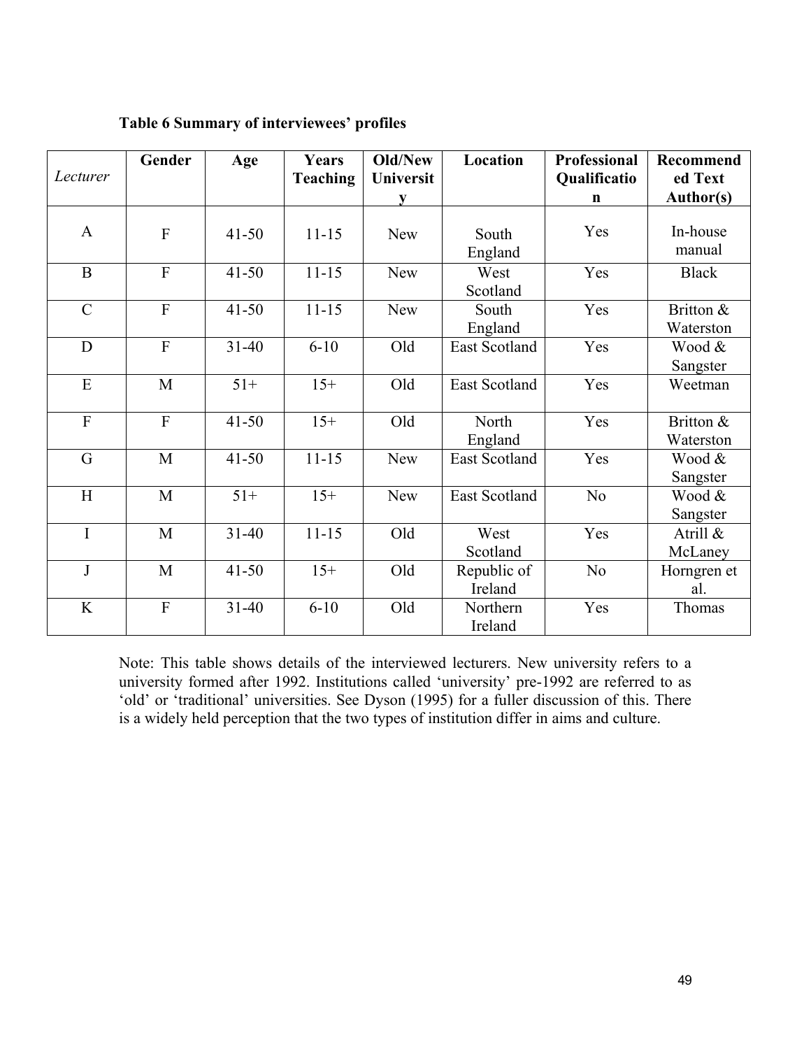**Table 6 Summary of interviewees' profiles**

| *Lecturer* | Gender | Age | Years Teaching | Old/New University | Location | Professional Qualification | Recommended Text Author(s) |
|---|---|---|---|---|---|---|---|
| A | F | 41-50 | 11-15 | New | South England | Yes | In-house manual |
| B | F | 41-50 | 11-15 | New | West Scotland | Yes | Black |
| C | F | 41-50 | 11-15 | New | South England | Yes | Britton & Waterston |
| D | F | 31-40 | 6-10 | Old | East Scotland | Yes | Wood & Sangster |
| E | M | 51+ | 15+ | Old | East Scotland | Yes | Weetman |
| F | F | 41-50 | 15+ | Old | North England | Yes | Britton & Waterston |
| G | M | 41-50 | 11-15 | New | East Scotland | Yes | Wood & Sangster |
| H | M | 51+ | 15+ | New | East Scotland | No | Wood & Sangster |
| I | M | 31-40 | 11-15 | Old | West Scotland | Yes | Atrill & McLaney |
| J | M | 41-50 | 15+ | Old | Republic of Ireland | No | Horngren et al. |
| K | F | 31-40 | 6-10 | Old | Northern Ireland | Yes | Thomas |

Note: This table shows details of the interviewed lecturers. New university refers to a university formed after 1992. Institutions called 'university' pre-1992 are referred to as 'old' or 'traditional' universities. See Dyson (1995) for a fuller discussion of this. There is a widely held perception that the two types of institution differ in aims and culture.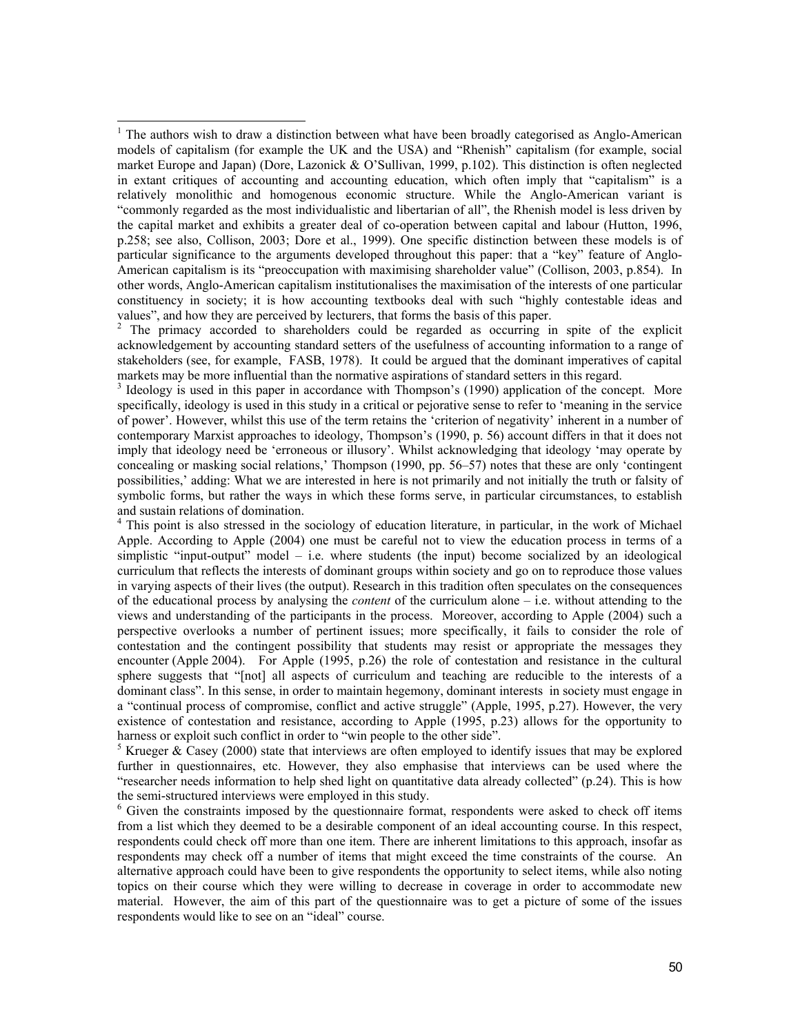[1] The authors wish to draw a distinction between what have been broadly categorised as Anglo-American models of capitalism (for example the UK and the USA) and "Rhenish" capitalism (for example, social market Europe and Japan) (Dore, Lazonick & O'Sullivan, 1999, p.102). This distinction is often neglected in extant critiques of accounting and accounting education, which often imply that "capitalism" is a relatively monolithic and homogenous economic structure. While the Anglo-American variant is "commonly regarded as the most individualistic and libertarian of all", the Rhenish model is less driven by the capital market and exhibits a greater deal of co-operation between capital and labour (Hutton, 1996, p.258; see also, Collison, 2003; Dore et al., 1999). One specific distinction between these models is of particular significance to the arguments developed throughout this paper: that a "key" feature of Anglo-American capitalism is its "preoccupation with maximising shareholder value" (Collison, 2003, p.854). In other words, Anglo-American capitalism institutionalises the maximisation of the interests of one particular constituency in society; it is how accounting textbooks deal with such "highly contestable ideas and values", and how they are perceived by lecturers, that forms the basis of this paper.

[2] The primacy accorded to shareholders could be regarded as occurring in spite of the explicit acknowledgement by accounting standard setters of the usefulness of accounting information to a range of stakeholders (see, for example, FASB, 1978). It could be argued that the dominant imperatives of capital markets may be more influential than the normative aspirations of standard setters in this regard.

[3] Ideology is used in this paper in accordance with Thompson's (1990) application of the concept. More specifically, ideology is used in this study in a critical or pejorative sense to refer to 'meaning in the service of power'. However, whilst this use of the term retains the 'criterion of negativity' inherent in a number of contemporary Marxist approaches to ideology, Thompson's (1990, p. 56) account differs in that it does not imply that ideology need be 'erroneous or illusory'. Whilst acknowledging that ideology 'may operate by concealing or masking social relations,' Thompson (1990, pp. 56–57) notes that these are only 'contingent possibilities,' adding: What we are interested in here is not primarily and not initially the truth or falsity of symbolic forms, but rather the ways in which these forms serve, in particular circumstances, to establish and sustain relations of domination.

[4] This point is also stressed in the sociology of education literature, in particular, in the work of Michael Apple. According to Apple (2004) one must be careful not to view the education process in terms of a simplistic "input-output" model – i.e. where students (the input) become socialized by an ideological curriculum that reflects the interests of dominant groups within society and go on to reproduce those values in varying aspects of their lives (the output). Research in this tradition often speculates on the consequences of the educational process by analysing the *content* of the curriculum alone – i.e. without attending to the views and understanding of the participants in the process. Moreover, according to Apple (2004) such a perspective overlooks a number of pertinent issues; more specifically, it fails to consider the role of contestation and the contingent possibility that students may resist or appropriate the messages they encounter (Apple 2004). For Apple (1995, p.26) the role of contestation and resistance in the cultural sphere suggests that "[not] all aspects of curriculum and teaching are reducible to the interests of a dominant class". In this sense, in order to maintain hegemony, dominant interests in society must engage in a "continual process of compromise, conflict and active struggle" (Apple, 1995, p.27). However, the very existence of contestation and resistance, according to Apple (1995, p.23) allows for the opportunity to harness or exploit such conflict in order to "win people to the other side".

[5] Krueger & Casey (2000) state that interviews are often employed to identify issues that may be explored further in questionnaires, etc. However, they also emphasise that interviews can be used where the "researcher needs information to help shed light on quantitative data already collected" (p.24). This is how the semi-structured interviews were employed in this study.

[6] Given the constraints imposed by the questionnaire format, respondents were asked to check off items from a list which they deemed to be a desirable component of an ideal accounting course. In this respect, respondents could check off more than one item. There are inherent limitations to this approach, insofar as respondents may check off a number of items that might exceed the time constraints of the course. An alternative approach could have been to give respondents the opportunity to select items, while also noting topics on their course which they were willing to decrease in coverage in order to accommodate new material. However, the aim of this part of the questionnaire was to get a picture of some of the issues respondents would like to see on an "ideal" course.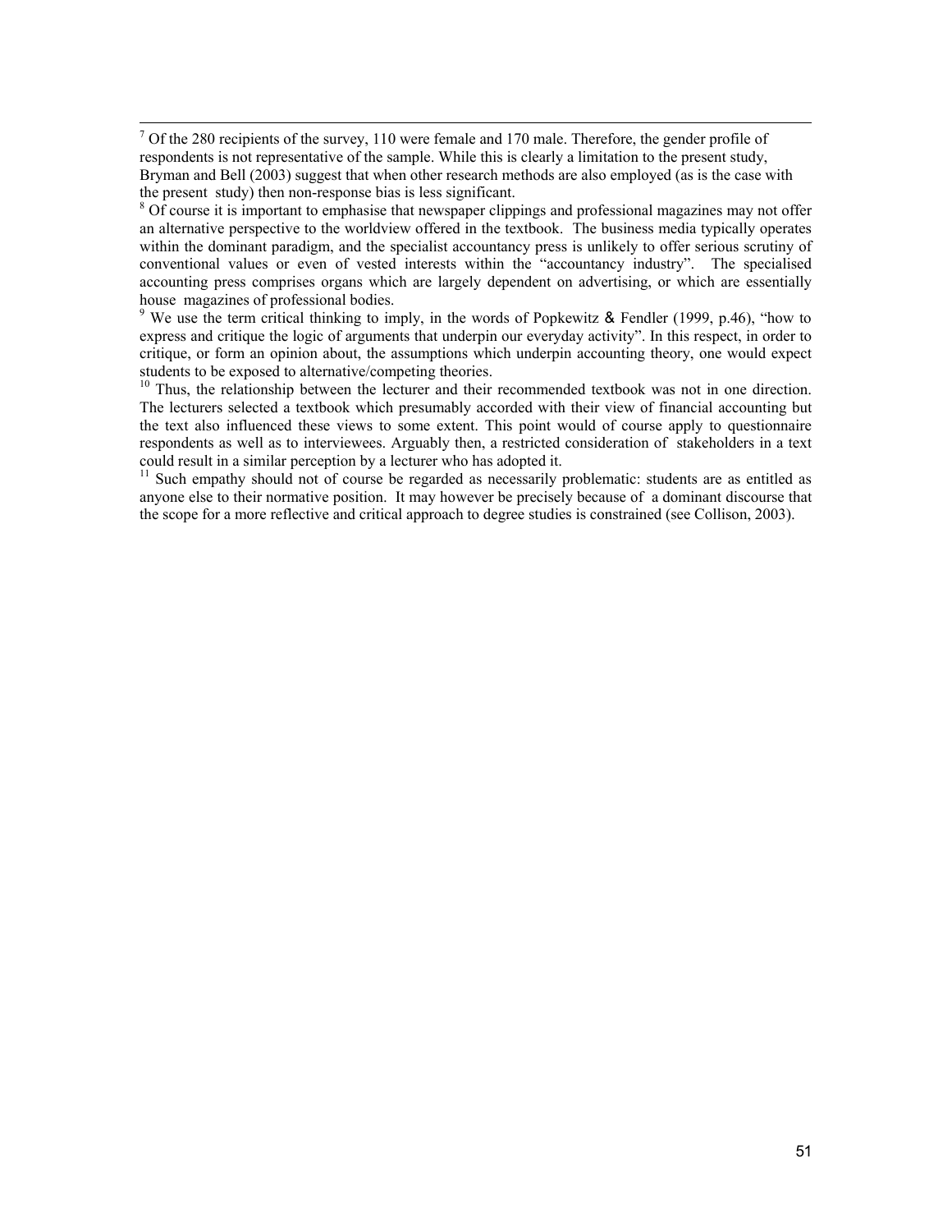[7] Of the 280 recipients of the survey, 110 were female and 170 male. Therefore, the gender profile of respondents is not representative of the sample. While this is clearly a limitation to the present study, Bryman and Bell (2003) suggest that when other research methods are also employed (as is the case with the present study) then non-response bias is less significant.

[8] Of course it is important to emphasise that newspaper clippings and professional magazines may not offer an alternative perspective to the worldview offered in the textbook. The business media typically operates within the dominant paradigm, and the specialist accountancy press is unlikely to offer serious scrutiny of conventional values or even of vested interests within the "accountancy industry". The specialised accounting press comprises organs which are largely dependent on advertising, or which are essentially house magazines of professional bodies.

[9] We use the term critical thinking to imply, in the words of Popkewitz & Fendler (1999, p.46), "how to express and critique the logic of arguments that underpin our everyday activity". In this respect, in order to critique, or form an opinion about, the assumptions which underpin accounting theory, one would expect students to be exposed to alternative/competing theories.

[10] Thus, the relationship between the lecturer and their recommended textbook was not in one direction. The lecturers selected a textbook which presumably accorded with their view of financial accounting but the text also influenced these views to some extent. This point would of course apply to questionnaire respondents as well as to interviewees. Arguably then, a restricted consideration of stakeholders in a text could result in a similar perception by a lecturer who has adopted it.

[11] Such empathy should not of course be regarded as necessarily problematic: students are as entitled as anyone else to their normative position. It may however be precisely because of a dominant discourse that the scope for a more reflective and critical approach to degree studies is constrained (see Collison, 2003).